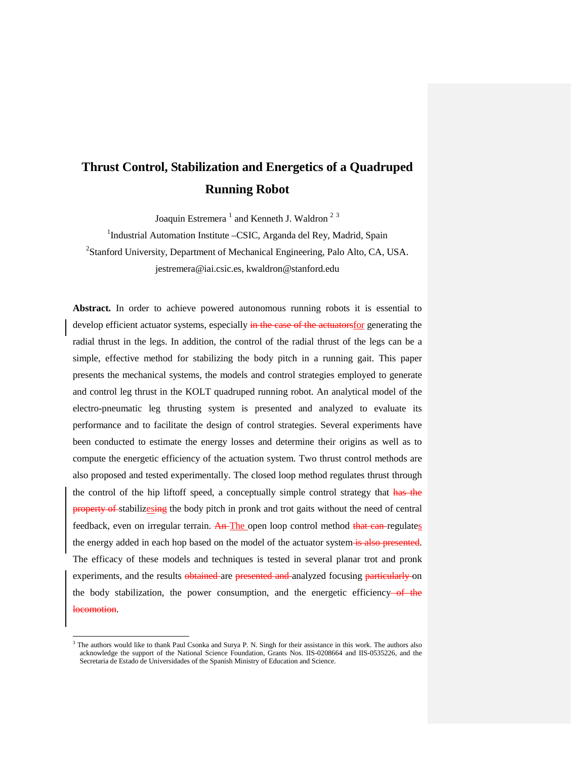# Thrust Control, Stabilization and Energetics of a Quadruped Running Robot

Joaquin Estremera [1] and Kenneth J. Waldron [2,3]

[1]Industrial Automation Institute –CSIC, Arganda del Rey, Madrid, Spain

[2]Stanford University, Department of Mechanical Engineering, Palo Alto, CA, USA.

jestremera@iai.csic.es, kwaldron@stanford.edu

**Abstract.** In order to achieve powered autonomous running robots it is essential to develop efficient actuator systems, especially ~~in the case of the actuators~~for generating the radial thrust in the legs. In addition, the control of the radial thrust of the legs can be a simple, effective method for stabilizing the body pitch in a running gait. This paper presents the mechanical systems, the models and control strategies employed to generate and control leg thrust in the KOLT quadruped running robot. An analytical model of the electro-pneumatic leg thrusting system is presented and analyzed to evaluate its performance and to facilitate the design of control strategies. Several experiments have been conducted to estimate the energy losses and determine their origins as well as to compute the energetic efficiency of the actuation system. Two thrust control methods are also proposed and tested experimentally. The closed loop method regulates thrust through the control of the hip liftoff speed, a conceptually simple control strategy that ~~has the property of~~ stabiliz~~ing~~es the body pitch in pronk and trot gaits without the need of central feedback, even on irregular terrain. ~~An~~ The open loop control method ~~that can~~ regulates the energy added in each hop based on the model of the actuator system ~~is also presented~~. The efficacy of these models and techniques is tested in several planar trot and pronk experiments, and the results ~~obtained~~ are ~~presented and~~ analyzed focusing ~~particularly~~ on the body stabilization, the power consumption, and the energetic efficiency ~~of the locomotion~~.

[3] The authors would like to thank Paul Csonka and Surya P. N. Singh for their assistance in this work. The authors also acknowledge the support of the National Science Foundation, Grants Nos. IIS-0208664 and IIS-0535226, and the Secretaria de Estado de Universidades of the Spanish Ministry of Education and Science.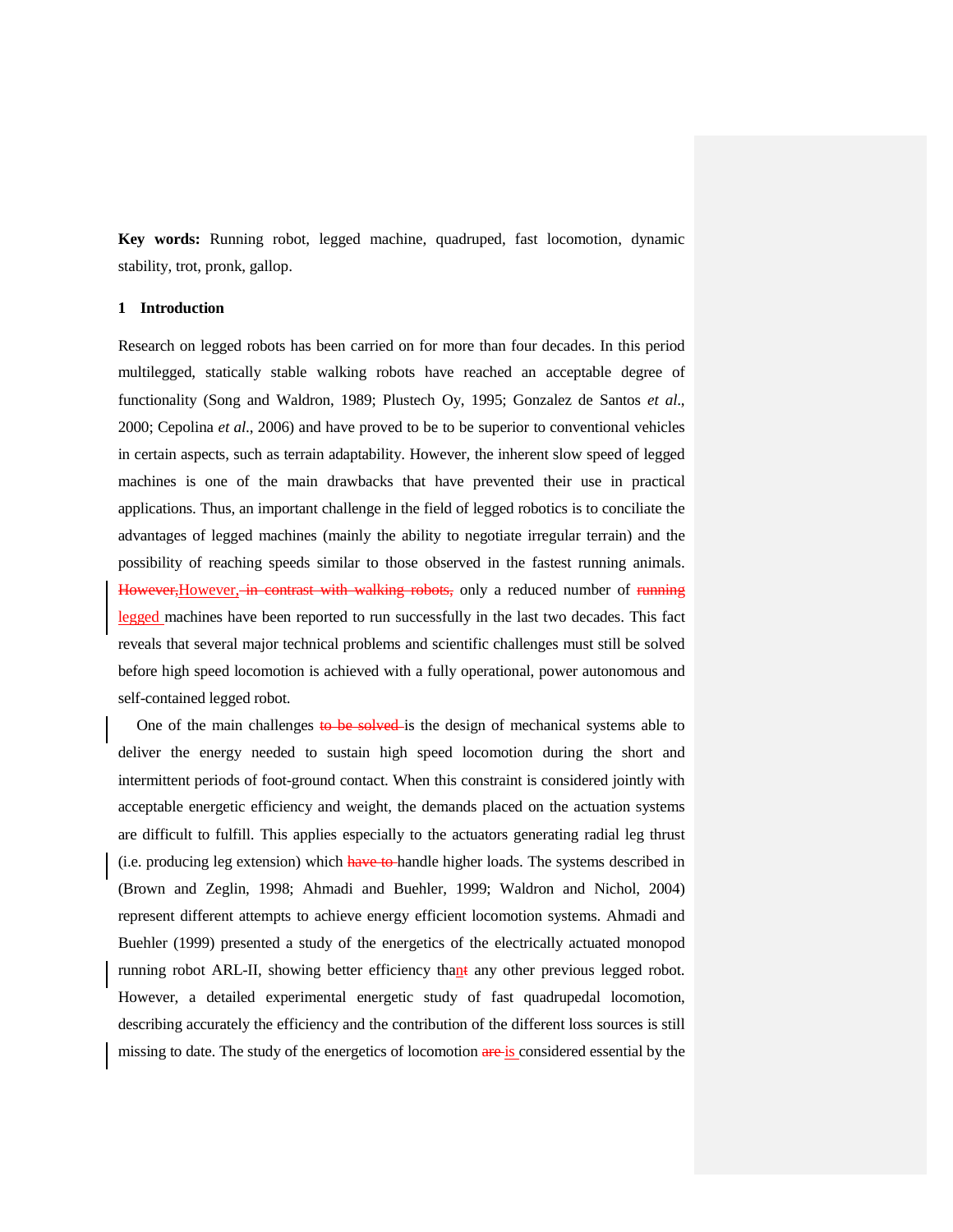**Key words:** Running robot, legged machine, quadruped, fast locomotion, dynamic stability, trot, pronk, gallop.

## 1 Introduction

Research on legged robots has been carried on for more than four decades. In this period multilegged, statically stable walking robots have reached an acceptable degree of functionality (Song and Waldron, 1989; Plustech Oy, 1995; Gonzalez de Santos *et al*., 2000; Cepolina *et al*., 2006) and have proved to be to be superior to conventional vehicles in certain aspects, such as terrain adaptability. However, the inherent slow speed of legged machines is one of the main drawbacks that have prevented their use in practical applications. Thus, an important challenge in the field of legged robotics is to conciliate the advantages of legged machines (mainly the ability to negotiate irregular terrain) and the possibility of reaching speeds similar to those observed in the fastest running animals. ~~However,~~However,~~ in contrast with walking robots,~~ only a reduced number of ~~running~~ legged machines have been reported to run successfully in the last two decades. This fact reveals that several major technical problems and scientific challenges must still be solved before high speed locomotion is achieved with a fully operational, power autonomous and self-contained legged robot.

One of the main challenges ~~to be solved~~ is the design of mechanical systems able to deliver the energy needed to sustain high speed locomotion during the short and intermittent periods of foot-ground contact. When this constraint is considered jointly with acceptable energetic efficiency and weight, the demands placed on the actuation systems are difficult to fulfill. This applies especially to the actuators generating radial leg thrust (i.e. producing leg extension) which ~~have to~~ handle higher loads. The systems described in (Brown and Zeglin, 1998; Ahmadi and Buehler, 1999; Waldron and Nichol, 2004) represent different attempts to achieve energy efficient locomotion systems. Ahmadi and Buehler (1999) presented a study of the energetics of the electrically actuated monopod running robot ARL-II, showing better efficiency than~~t~~ any other previous legged robot. However, a detailed experimental energetic study of fast quadrupedal locomotion, describing accurately the efficiency and the contribution of the different loss sources is still missing to date. The study of the energetics of locomotion ~~are~~ is considered essential by the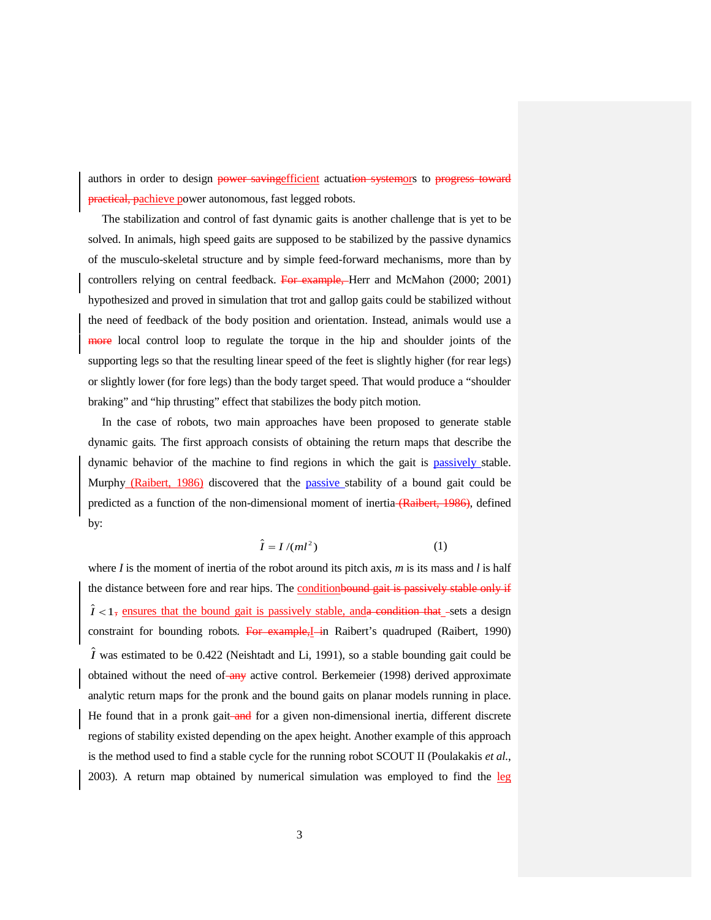authors in order to design efficient actuators to achieve power autonomous, fast legged robots.

The stabilization and control of fast dynamic gaits is another challenge that is yet to be solved. In animals, high speed gaits are supposed to be stabilized by the passive dynamics of the musculo-skeletal structure and by simple feed-forward mechanisms, more than by controllers relying on central feedback. Herr and McMahon (2000; 2001) hypothesized and proved in simulation that trot and gallop gaits could be stabilized without the need of feedback of the body position and orientation. Instead, animals would use a local control loop to regulate the torque in the hip and shoulder joints of the supporting legs so that the resulting linear speed of the feet is slightly higher (for rear legs) or slightly lower (for fore legs) than the body target speed. That would produce a "shoulder braking" and "hip thrusting" effect that stabilizes the body pitch motion.

In the case of robots, two main approaches have been proposed to generate stable dynamic gaits. The first approach consists of obtaining the return maps that describe the dynamic behavior of the machine to find regions in which the gait is passively stable. Murphy (Raibert, 1986) discovered that the passive stability of a bound gait could be predicted as a function of the non-dimensional moment of inertia, defined by:

$$\hat{I} = I/(ml^2) \qquad (1)$$

where $I$ is the moment of inertia of the robot around its pitch axis, $m$ is its mass and $l$ is half the distance between fore and rear hips. The condition $\hat{I} < 1$ ensures that the bound gait is passively stable, and sets a design constraint for bounding robots. In Raibert's quadruped (Raibert, 1990) $\hat{I}$ was estimated to be 0.422 (Neishtadt and Li, 1991), so a stable bounding gait could be obtained without the need of active control. Berkemeier (1998) derived approximate analytic return maps for the pronk and the bound gaits on planar models running in place. He found that in a pronk gait for a given non-dimensional inertia, different discrete regions of stability existed depending on the apex height. Another example of this approach is the method used to find a stable cycle for the running robot SCOUT II (Poulakakis *et al.*, 2003). A return map obtained by numerical simulation was employed to find the leg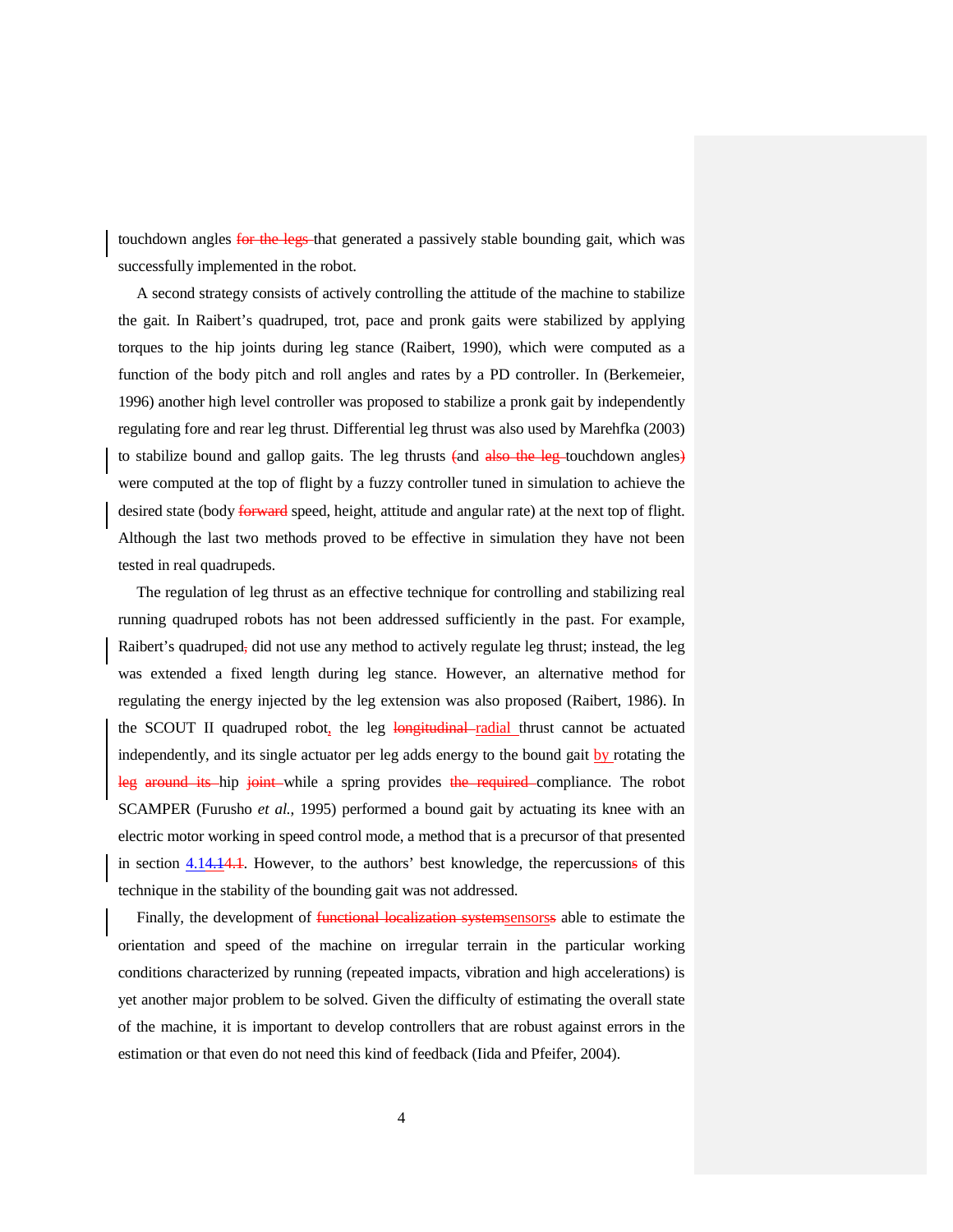touchdown angles that generated a passively stable bounding gait, which was successfully implemented in the robot.

A second strategy consists of actively controlling the attitude of the machine to stabilize the gait. In Raibert's quadruped, trot, pace and pronk gaits were stabilized by applying torques to the hip joints during leg stance (Raibert, 1990), which were computed as a function of the body pitch and roll angles and rates by a PD controller. In (Berkemeier, 1996) another high level controller was proposed to stabilize a pronk gait by independently regulating fore and rear leg thrust. Differential leg thrust was also used by Marehfka (2003) to stabilize bound and gallop gaits. The leg thrusts and touchdown angles were computed at the top of flight by a fuzzy controller tuned in simulation to achieve the desired state (body speed, height, attitude and angular rate) at the next top of flight. Although the last two methods proved to be effective in simulation they have not been tested in real quadrupeds.

The regulation of leg thrust as an effective technique for controlling and stabilizing real running quadruped robots has not been addressed sufficiently in the past. For example, Raibert's quadruped did not use any method to actively regulate leg thrust; instead, the leg was extended a fixed length during leg stance. However, an alternative method for regulating the energy injected by the leg extension was also proposed (Raibert, 1986). In the SCOUT II quadruped robot, the leg radial thrust cannot be actuated independently, and its single actuator per leg adds energy to the bound gait by rotating the hip while a spring provides compliance. The robot SCAMPER (Furusho *et al.*, 1995) performed a bound gait by actuating its knee with an electric motor working in speed control mode, a method that is a precursor of that presented in section 4.1. However, to the authors' best knowledge, the repercussion of this technique in the stability of the bounding gait was not addressed.

Finally, the development of sensors able to estimate the orientation and speed of the machine on irregular terrain in the particular working conditions characterized by running (repeated impacts, vibration and high accelerations) is yet another major problem to be solved. Given the difficulty of estimating the overall state of the machine, it is important to develop controllers that are robust against errors in the estimation or that even do not need this kind of feedback (Iida and Pfeifer, 2004).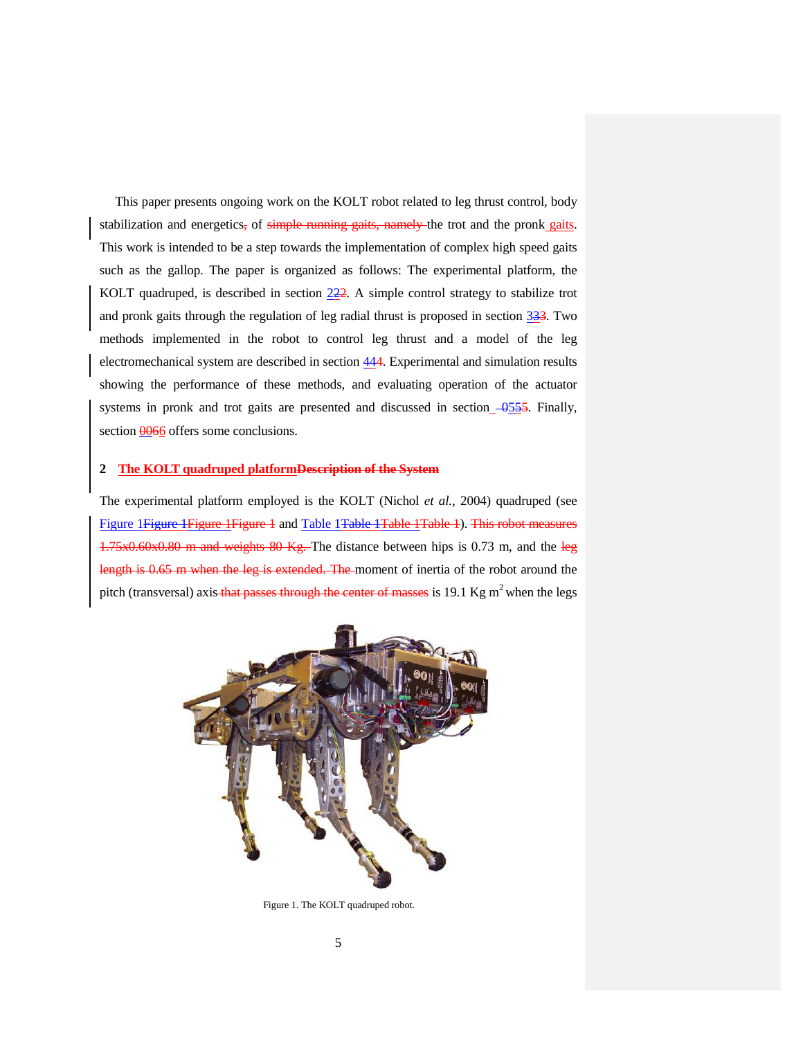This paper presents ongoing work on the KOLT robot related to leg thrust control, body stabilization and energetics of the trot and the pronk gaits. This work is intended to be a step towards the implementation of complex high speed gaits such as the gallop. The paper is organized as follows: The experimental platform, the KOLT quadruped, is described in section 2. A simple control strategy to stabilize trot and pronk gaits through the regulation of leg radial thrust is proposed in section 3. Two methods implemented in the robot to control leg thrust and a model of the leg electromechanical system are described in section 4. Experimental and simulation results showing the performance of these methods, and evaluating operation of the actuator systems in pronk and trot gaits are presented and discussed in section 5. Finally, section 6 offers some conclusions.

## 2 The KOLT quadruped platform

The experimental platform employed is the KOLT (Nichol *et al.*, 2004) quadruped (see Figure 1 and Table 1). The distance between hips is 0.73 m, and the moment of inertia of the robot around the pitch (transversal) axis is 19.1 Kg m$^2$ when the legs

Figure 1. The KOLT quadruped robot.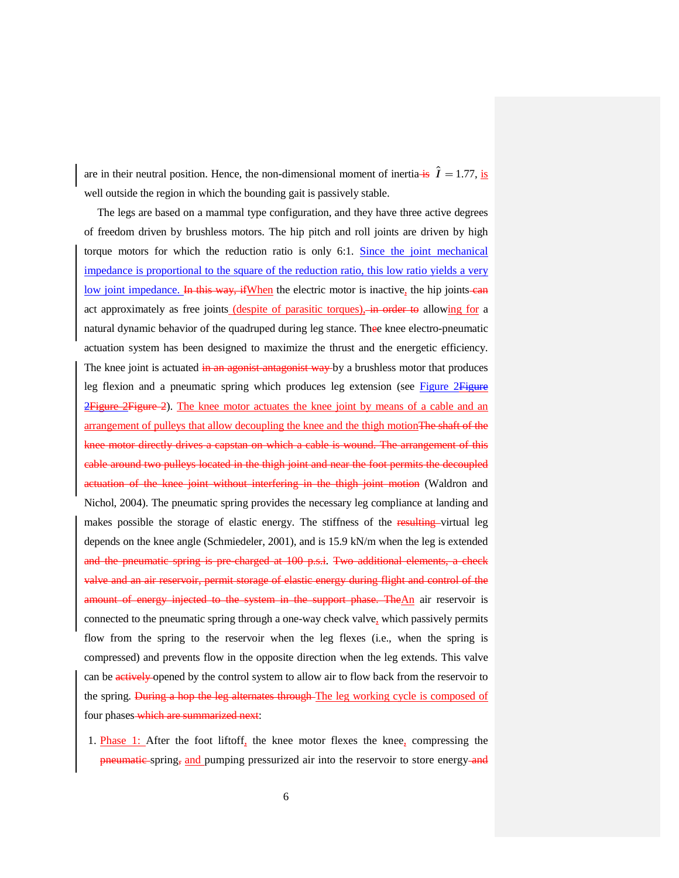are in their neutral position. Hence, the non-dimensional moment of inertia ~~is~~ $\hat{I} = 1.77$, is well outside the region in which the bounding gait is passively stable.

The legs are based on a mammal type configuration, and they have three active degrees of freedom driven by brushless motors. The hip pitch and roll joints are driven by high torque motors for which the reduction ratio is only 6:1. Since the joint mechanical impedance is proportional to the square of the reduction ratio, this low ratio yields a very low joint impedance. ~~In this way, if~~When the electric motor is inactive, the hip joints ~~can~~ act approximately as free joints (despite of parasitic torques)~~, in order to~~ allowing for a natural dynamic behavior of the quadruped during leg stance. The knee electro-pneumatic actuation system has been designed to maximize the thrust and the energetic efficiency. The knee joint is actuated ~~in an agonist-antagonist way~~ by a brushless motor that produces leg flexion and a pneumatic spring which produces leg extension (see Figure 2~~Figure 2Figure 2Figure 2~~). The knee motor actuates the knee joint by means of a cable and an arrangement of pulleys that allow decoupling the knee and the thigh motion~~The shaft of the knee motor directly drives a capstan on which a cable is wound. The arrangement of this cable around two pulleys located in the thigh joint and near the foot permits the decoupled actuation of the knee joint without interfering in the thigh joint motion~~ (Waldron and Nichol, 2004). The pneumatic spring provides the necessary leg compliance at landing and makes possible the storage of elastic energy. The stiffness of the ~~resulting~~ virtual leg depends on the knee angle (Schmiedeler, 2001), and is 15.9 kN/m when the leg is extended ~~and the pneumatic spring is pre-charged at 100 p.s.i~~. ~~Two additional elements, a check valve and an air reservoir, permit storage of elastic energy during flight and control of the amount of energy injected to the system in the support phase. The~~An air reservoir is connected to the pneumatic spring through a one-way check valve, which passively permits flow from the spring to the reservoir when the leg flexes (i.e., when the spring is compressed) and prevents flow in the opposite direction when the leg extends. This valve can be ~~actively~~ opened by the control system to allow air to flow back from the reservoir to the spring. ~~During a hop the leg alternates through~~ The leg working cycle is composed of four phases ~~which are summarized next~~:

1. Phase 1: After the foot liftoff, the knee motor flexes the knee, compressing the ~~pneumatic~~ spring~~,~~ and pumping pressurized air into the reservoir to store energy ~~and~~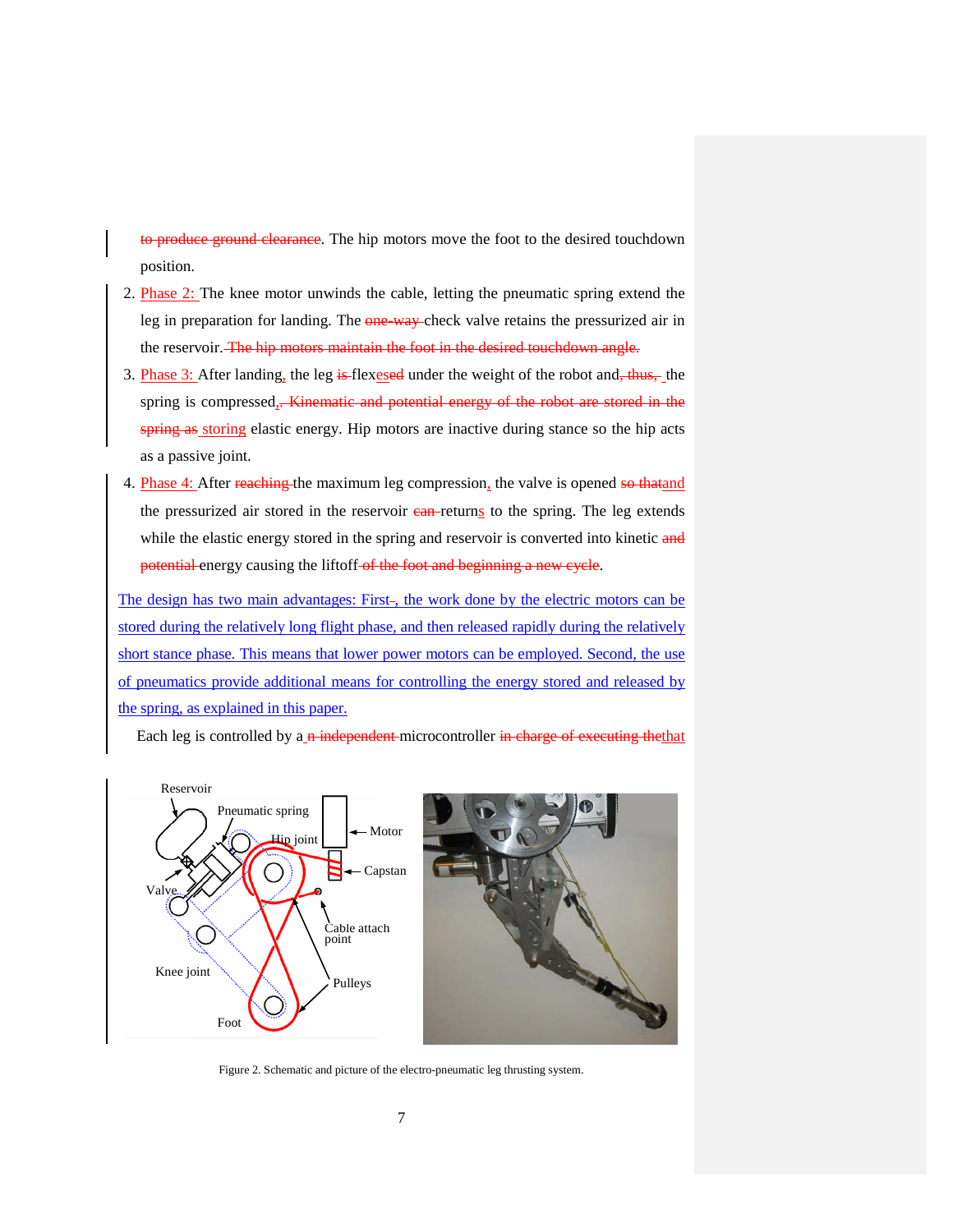~~to produce ground clearance~~. The hip motors move the foot to the desired touchdown position.

2. Phase 2: The knee motor unwinds the cable, letting the pneumatic spring extend the leg in preparation for landing. The ~~one-way~~ check valve retains the pressurized air in the reservoir. ~~The hip motors maintain the foot in the desired touchdown angle.~~
3. Phase 3: After landing, the leg ~~is~~ flexes~~ed~~ under the weight of the robot and~~, thus,~~ the spring is compressed,~~. Kinematic and potential energy of the robot are stored in the spring as~~ storing elastic energy. Hip motors are inactive during stance so the hip acts as a passive joint.
4. Phase 4: After ~~reaching~~ the maximum leg compression, the valve is opened ~~so that~~and the pressurized air stored in the reservoir ~~can~~ returns to the spring. The leg extends while the elastic energy stored in the spring and reservoir is converted into kinetic ~~and potential~~ energy causing the liftoff ~~of the foot and beginning a new cycle~~.

The design has two main advantages: First~~.~~, the work done by the electric motors can be stored during the relatively long flight phase, and then released rapidly during the relatively short stance phase. This means that lower power motors can be employed. Second, the use of pneumatics provide additional means for controlling the energy stored and released by the spring, as explained in this paper.

Each leg is controlled by a~~n independent~~ microcontroller ~~in charge of executing the~~that

Reservoir
Pneumatic spring
Motor
Hip joint
Capstan
Valve
Cable attach point
Knee joint
Pulleys
Foot

Figure 2. Schematic and picture of the electro-pneumatic leg thrusting system.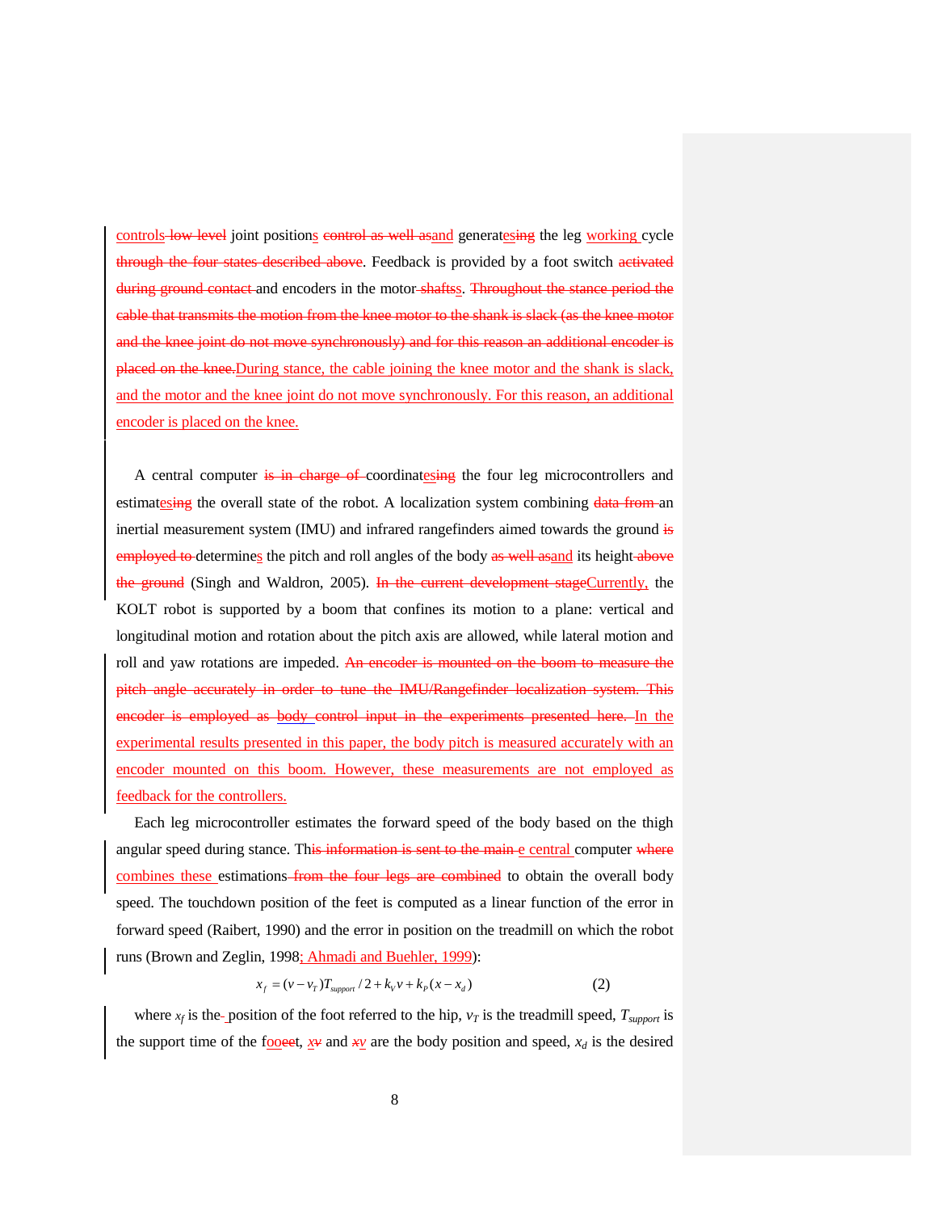controls joint positions and generates the leg working cycle. Feedback is provided by a foot switch and encoders in the motors. During stance, the cable joining the knee motor and the shank is slack, and the motor and the knee joint do not move synchronously. For this reason, an additional encoder is placed on the knee.

A central computer coordinates the four leg microcontrollers and estimates the overall state of the robot. A localization system combining an inertial measurement system (IMU) and infrared rangefinders aimed towards the ground determines the pitch and roll angles of the body and its height (Singh and Waldron, 2005). Currently, the KOLT robot is supported by a boom that confines its motion to a plane: vertical and longitudinal motion and rotation about the pitch axis are allowed, while lateral motion and roll and yaw rotations are impeded. In the experimental results presented in this paper, the body pitch is measured accurately with an encoder mounted on this boom. However, these measurements are not employed as feedback for the controllers.

Each leg microcontroller estimates the forward speed of the body based on the thigh angular speed during stance. The central computer combines these estimations to obtain the overall body speed. The touchdown position of the feet is computed as a linear function of the error in forward speed (Raibert, 1990) and the error in position on the treadmill on which the robot runs (Brown and Zeglin, 1998; Ahmadi and Buehler, 1999):

$$x_f = (v - v_T)T_{support}/2 + k_V v + k_P(x - x_d) \qquad (2)$$

where $x_f$ is the position of the foot referred to the hip, $v_T$ is the treadmill speed, $T_{support}$ is the support time of the foot, $x$ and $v$ are the body position and speed, $x_d$ is the desired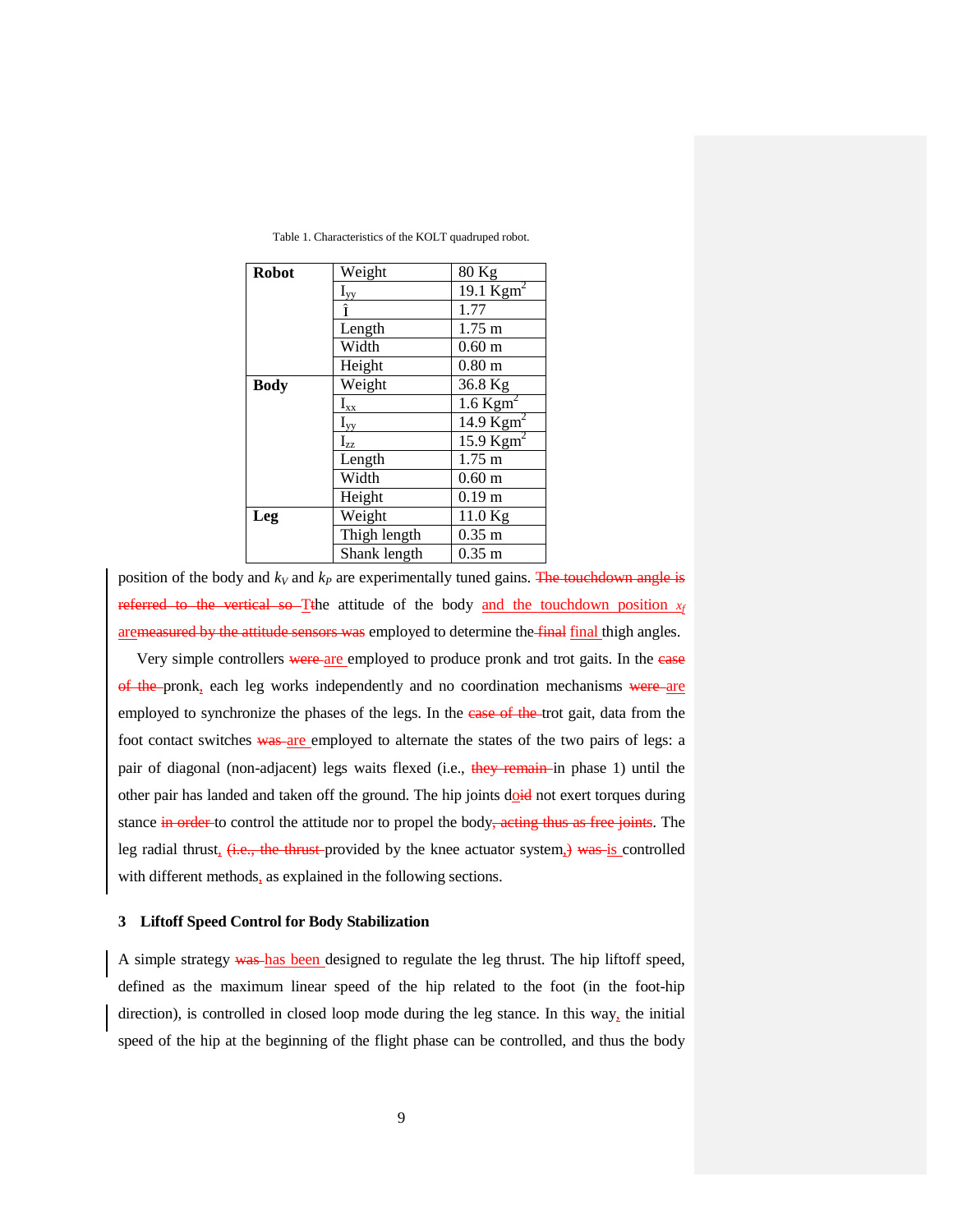Table 1. Characteristics of the KOLT quadruped robot.

| | | |
|---|---|---|
| **Robot** | Weight | 80 Kg |
| | $I_{yy}$ | 19.1 Kgm$^2$ |
| | Î | 1.77 |
| | Length | 1.75 m |
| | Width | 0.60 m |
| | Height | 0.80 m |
| **Body** | Weight | 36.8 Kg |
| | $I_{xx}$ | 1.6 Kgm$^2$ |
| | $I_{yy}$ | 14.9 Kgm$^2$ |
| | $I_{zz}$ | 15.9 Kgm$^2$ |
| | Length | 1.75 m |
| | Width | 0.60 m |
| | Height | 0.19 m |
| **Leg** | Weight | 11.0 Kg |
| | Thigh length | 0.35 m |
| | Shank length | 0.35 m |

position of the body and $k_V$ and $k_P$ are experimentally tuned gains. ~~The touchdown angle is referred to the vertical so~~ T~~t~~he attitude of the body and the touchdown position $x_f$ are~~measured by the attitude sensors was~~ employed to determine the ~~final~~ final thigh angles.

Very simple controllers ~~were~~ are employed to produce pronk and trot gaits. In the ~~case of the~~ pronk, each leg works independently and no coordination mechanisms ~~were~~ are employed to synchronize the phases of the legs. In the ~~case of the~~ trot gait, data from the foot contact switches ~~was~~ are employed to alternate the states of the two pairs of legs: a pair of diagonal (non-adjacent) legs waits flexed (i.e., ~~they remain~~ in phase 1) until the other pair has landed and taken off the ground. The hip joints do~~id~~ not exert torques during stance ~~in order~~ to control the attitude nor to propel the body~~, acting thus as free joints~~. The leg radial thrust, ~~(i.e., the thrust~~ provided by the knee actuator system,~~)~~ ~~was~~ is controlled with different methods, as explained in the following sections.

## 3 Liftoff Speed Control for Body Stabilization

A simple strategy ~~was~~ has been designed to regulate the leg thrust. The hip liftoff speed, defined as the maximum linear speed of the hip related to the foot (in the foot-hip direction), is controlled in closed loop mode during the leg stance. In this way, the initial speed of the hip at the beginning of the flight phase can be controlled, and thus the body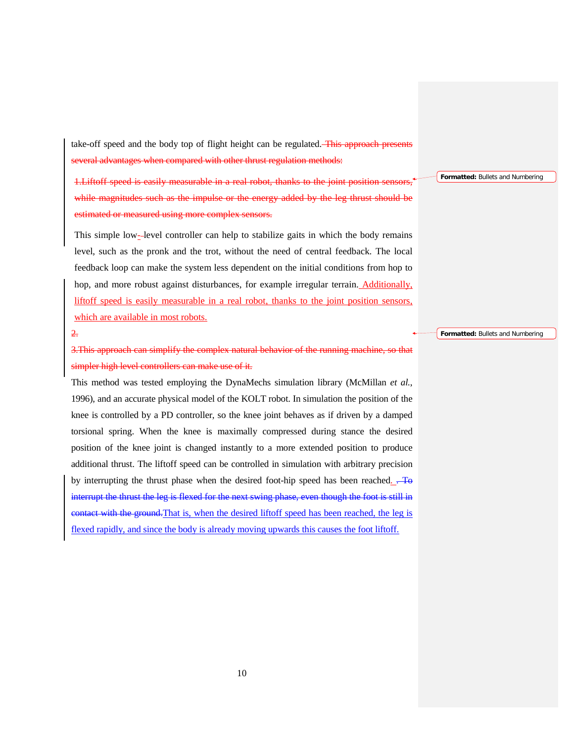take-off speed and the body top of flight height can be regulated.~~ This approach presents several advantages when compared with other thrust regulation methods:~~

~~1.Liftoff speed is easily measurable in a real robot, thanks to the joint position sensors, while magnitudes such as the impulse or the energy added by the leg thrust should be estimated or measured using more complex sensors.~~

This simple low-~~-~~level controller can help to stabilize gaits in which the body remains level, such as the pronk and the trot, without the need of central feedback. The local feedback loop can make the system less dependent on the initial conditions from hop to hop, and more robust against disturbances, for example irregular terrain. Additionally, liftoff speed is easily measurable in a real robot, thanks to the joint position sensors, which are available in most robots.

~~2.~~

~~3.This approach can simplify the complex natural behavior of the running machine, so that simpler high level controllers can make use of it.~~

This method was tested employing the DynaMechs simulation library (McMillan *et al.*, 1996), and an accurate physical model of the KOLT robot. In simulation the position of the knee is controlled by a PD controller, so the knee joint behaves as if driven by a damped torsional spring. When the knee is maximally compressed during stance the desired position of the knee joint is changed instantly to a more extended position to produce additional thrust. The liftoff speed can be controlled in simulation with arbitrary precision by interrupting the thrust phase when the desired foot-hip speed has been reached. ~~. To interrupt the thrust the leg is flexed for the next swing phase, even though the foot is still in contact with the ground.~~That is, when the desired liftoff speed has been reached, the leg is flexed rapidly, and since the body is already moving upwards this causes the foot liftoff.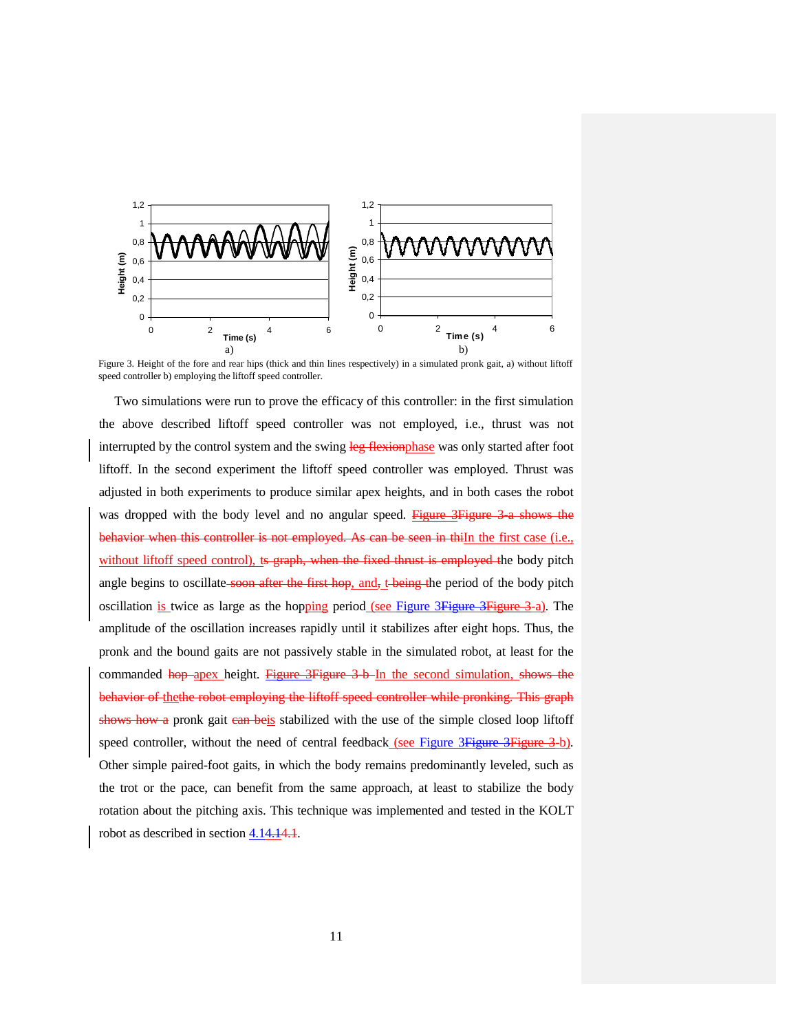a)

Height (m)

1,2
1
0,8
0,6
0,4
0,2
0

0
2
4
6

Time (s)

b)

Height (m)

1,2
1
0,8
0,6
0,4
0,2
0

0
2
4
6

Time (s)

Figure 3. Height of the fore and rear hips (thick and thin lines respectively) in a simulated pronk gait, a) without liftoff speed controller b) employing the liftoff speed controller.

Two simulations were run to prove the efficacy of this controller: in the first simulation the above described liftoff speed controller was not employed, i.e., thrust was not interrupted by the control system and the swing phase was only started after foot liftoff. In the second experiment the liftoff speed controller was employed. Thrust was adjusted in both experiments to produce similar apex heights, and in both cases the robot was dropped with the body level and no angular speed. In the first case (i.e., without liftoff speed control), the body pitch angle begins to oscillate, and the period of the body pitch oscillation is twice as large as the hopping period (see Figure 3-a). The amplitude of the oscillation increases rapidly until it stabilizes after eight hops. Thus, the pronk and the bound gaits are not passively stable in the simulated robot, at least for the commanded apex height. In the second simulation, the pronk gait is stabilized with the use of the simple closed loop liftoff speed controller, without the need of central feedback (see Figure 3-b). Other simple paired-foot gaits, in which the body remains predominantly leveled, such as the trot or the pace, can benefit from the same approach, at least to stabilize the body rotation about the pitching axis. This technique was implemented and tested in the KOLT robot as described in section 4.1.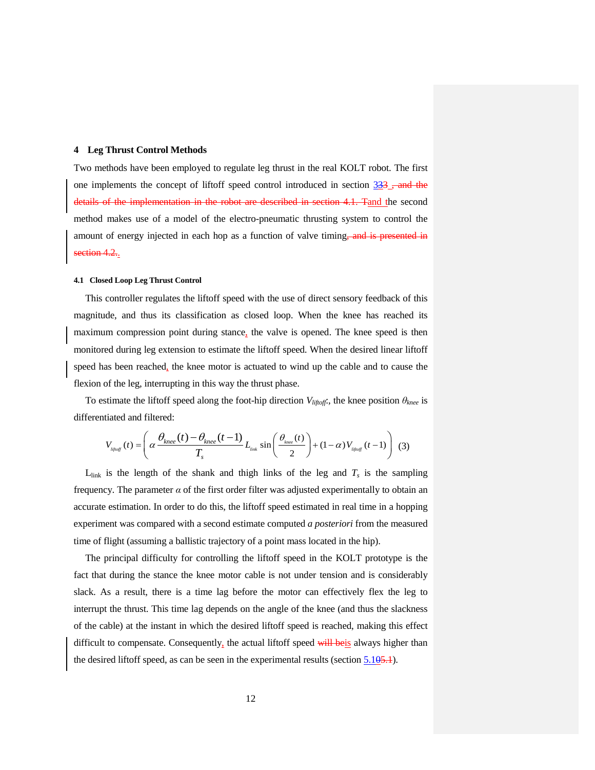# 4 Leg Thrust Control Methods

Two methods have been employed to regulate leg thrust in the real KOLT robot. The first one implements the concept of liftoff speed control introduced in section 3~~3~~ ~~, and the details of the implementation in the robot are described in section 4.1. T~~and the second method makes use of a model of the electro-pneumatic thrusting system to control the amount of energy injected in each hop as a function of valve timing~~, and is presented in section 4.2.~~.

### 4.1 Closed Loop Leg Thrust Control

This controller regulates the liftoff speed with the use of direct sensory feedback of this magnitude, and thus its classification as closed loop. When the knee has reached its maximum compression point during stance, the valve is opened. The knee speed is then monitored during leg extension to estimate the liftoff speed. When the desired linear liftoff speed has been reached, the knee motor is actuated to wind up the cable and to cause the flexion of the leg, interrupting in this way the thrust phase.

To estimate the liftoff speed along the foot-hip direction $V_{liftoff}$~~:~~, the knee position $\theta_{knee}$ is differentiated and filtered:

$$V_{liftoff}(t) = \left( \alpha \frac{\theta_{knee}(t) - \theta_{knee}(t-1)}{T_s} L_{link} \sin\left(\frac{\theta_{knee}(t)}{2}\right) + (1-\alpha) V_{liftoff}(t-1) \right) \quad (3)$$

$L_{link}$ is the length of the shank and thigh links of the leg and $T_s$ is the sampling frequency. The parameter $\alpha$ of the first order filter was adjusted experimentally to obtain an accurate estimation. In order to do this, the liftoff speed estimated in real time in a hopping experiment was compared with a second estimate computed *a posteriori* from the measured time of flight (assuming a ballistic trajectory of a point mass located in the hip).

The principal difficulty for controlling the liftoff speed in the KOLT prototype is the fact that during the stance the knee motor cable is not under tension and is considerably slack. As a result, there is a time lag before the motor can effectively flex the leg to interrupt the thrust. This time lag depends on the angle of the knee (and thus the slackness of the cable) at the instant in which the desired liftoff speed is reached, making this effect difficult to compensate. Consequently, the actual liftoff speed ~~will be~~is always higher than the desired liftoff speed, as can be seen in the experimental results (section 5.10~~5.1~~).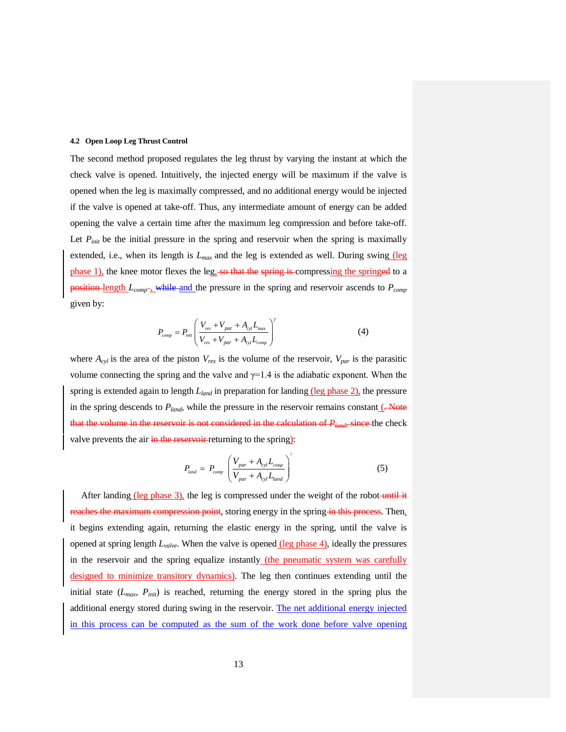### 4.2 Open Loop Leg Thrust Control

The second method proposed regulates the leg thrust by varying the instant at which the check valve is opened. Intuitively, the injected energy will be maximum if the valve is opened when the leg is maximally compressed, and no additional energy would be injected if the valve is opened at take-off. Thus, any intermediate amount of energy can be added opening the valve a certain time after the maximum leg compression and before take-off. Let $P_{init}$ be the initial pressure in the spring and reservoir when the spring is maximally extended, i.e., when its length is $L_{max}$ and the leg is extended as well. During swing (leg phase 1), the knee motor flexes the leg~~, so that the~~ ~~spring is~~ compressing the spring~~ed~~ to a ~~position~~ length $L_{comp}$~~.~~, ~~while~~ and the pressure in the spring and reservoir ascends to $P_{comp}$ given by:

$$P_{comp} = P_{init}\left(\frac{V_{res} + V_{par} + A_{cyl}L_{max}}{V_{res} + V_{par} + A_{cyl}L_{comp}}\right)^{\gamma} \tag{4}$$

where $A_{cyl}$ is the area of the piston $V_{res}$ is the volume of the reservoir, $V_{par}$ is the parasitic volume connecting the spring and the valve and $\gamma$=1.4 is the adiabatic exponent. When the spring is extended again to length $L_{land}$ in preparation for landing (leg phase 2), the pressure in the spring descends to $P_{land}$, while the pressure in the reservoir remains constant (~~. Note that the volume in the reservoir is not considered in the calculation of $P_{land}$, since~~ the check valve prevents the air ~~in the reservoir~~ returning to the spring):

$$P_{land} = P_{comp}\left(\frac{V_{par} + A_{cyl}L_{comp}}{V_{par} + A_{cyl}L_{land}}\right)^{\gamma} \tag{5}$$

After landing (leg phase 3), the leg is compressed under the weight of the robot~~ until it reaches the maximum compression point~~, storing energy in the spring~~ in this process~~. Then, it begins extending again, returning the elastic energy in the spring, until the valve is opened at spring length $L_{valve}$. When the valve is opened (leg phase 4), ideally the pressures in the reservoir and the spring equalize instantly (the pneumatic system was carefully designed to minimize transitory dynamics). The leg then continues extending until the initial state ($L_{max}$, $P_{init}$) is reached, returning the energy stored in the spring plus the additional energy stored during swing in the reservoir. The net additional energy injected in this process can be computed as the sum of the work done before valve opening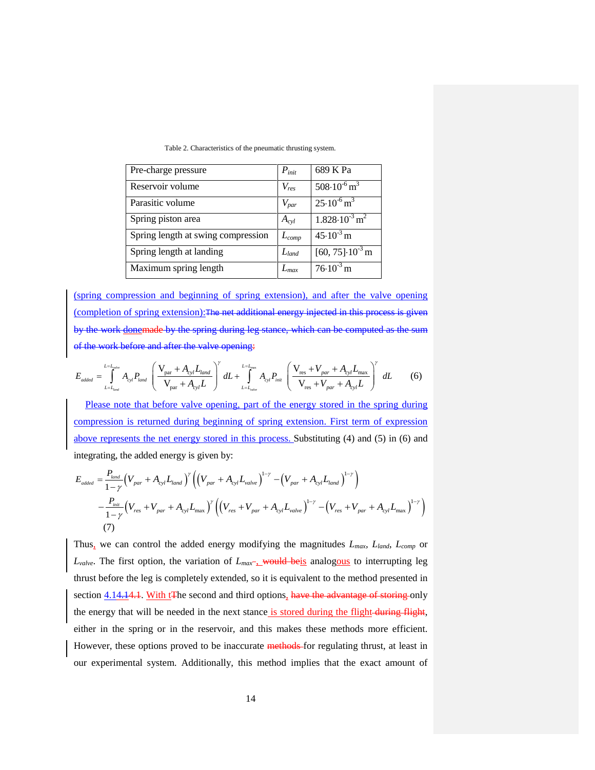Table 2. Characteristics of the pneumatic thrusting system.

| | | |
|---|---|---|
| Pre-charge pressure | $P_{init}$ | 689 K Pa |
| Reservoir volume | $V_{res}$ | $508 \cdot 10^{-6}$ m$^3$ |
| Parasitic volume | $V_{par}$ | $25 \cdot 10^{-6}$ m$^3$ |
| Spring piston area | $A_{cyl}$ | $1.828 \cdot 10^{-3}$ m$^2$ |
| Spring length at swing compression | $L_{comp}$ | $45 \cdot 10^{-3}$ m |
| Spring length at landing | $L_{land}$ | $[60, 75] \cdot 10^{-3}$ m |
| Maximum spring length | $L_{max}$ | $76 \cdot 10^{-3}$ m |

(spring compression and beginning of spring extension), and after the valve opening (completion of spring extension):

$$E_{added} = \int_{L=L_{land}}^{L=L_{valve}} A_{cyl} P_{land} \left( \frac{V_{par} + A_{cyl} L_{land}}{V_{par} + A_{cyl} L} \right)^{\gamma} dL + \int_{L=L_{valve}}^{L=L_{max}} A_{cyl} P_{init} \left( \frac{V_{res} + V_{par} + A_{cyl} L_{max}}{V_{res} + V_{par} + A_{cyl} L} \right)^{\gamma} dL \qquad (6)$$

Please note that before valve opening, part of the energy stored in the spring during compression is returned during beginning of spring extension. First term of expression above represents the net energy stored in this process. Substituting (4) and (5) in (6) and integrating, the added energy is given by:

$$\begin{aligned} E_{added} = & \frac{P_{land}}{1-\gamma} \left( V_{par} + A_{cyl} L_{land} \right)^{\gamma} \left( \left( V_{par} + A_{cyl} L_{valve} \right)^{1-\gamma} - \left( V_{par} + A_{cyl} L_{land} \right)^{1-\gamma} \right) \\ & - \frac{P_{init}}{1-\gamma} \left( V_{res} + V_{par} + A_{cyl} L_{max} \right)^{\gamma} \left( \left( V_{res} + V_{par} + A_{cyl} L_{valve} \right)^{1-\gamma} - \left( V_{res} + V_{par} + A_{cyl} L_{max} \right)^{1-\gamma} \right) \end{aligned} \qquad (7)$$

Thus, we can control the added energy modifying the magnitudes $L_{max}$, $L_{land}$, $L_{comp}$ or $L_{valve}$. The first option, the variation of $L_{max}$ is analogous to interrupting leg thrust before the leg is completely extended, so it is equivalent to the method presented in section 4.1. With the second and third options, only the energy that will be needed in the next stance is stored during the flight, either in the spring or in the reservoir, and this makes these methods more efficient. However, these options proved to be inaccurate for regulating thrust, at least in our experimental system. Additionally, this method implies that the exact amount of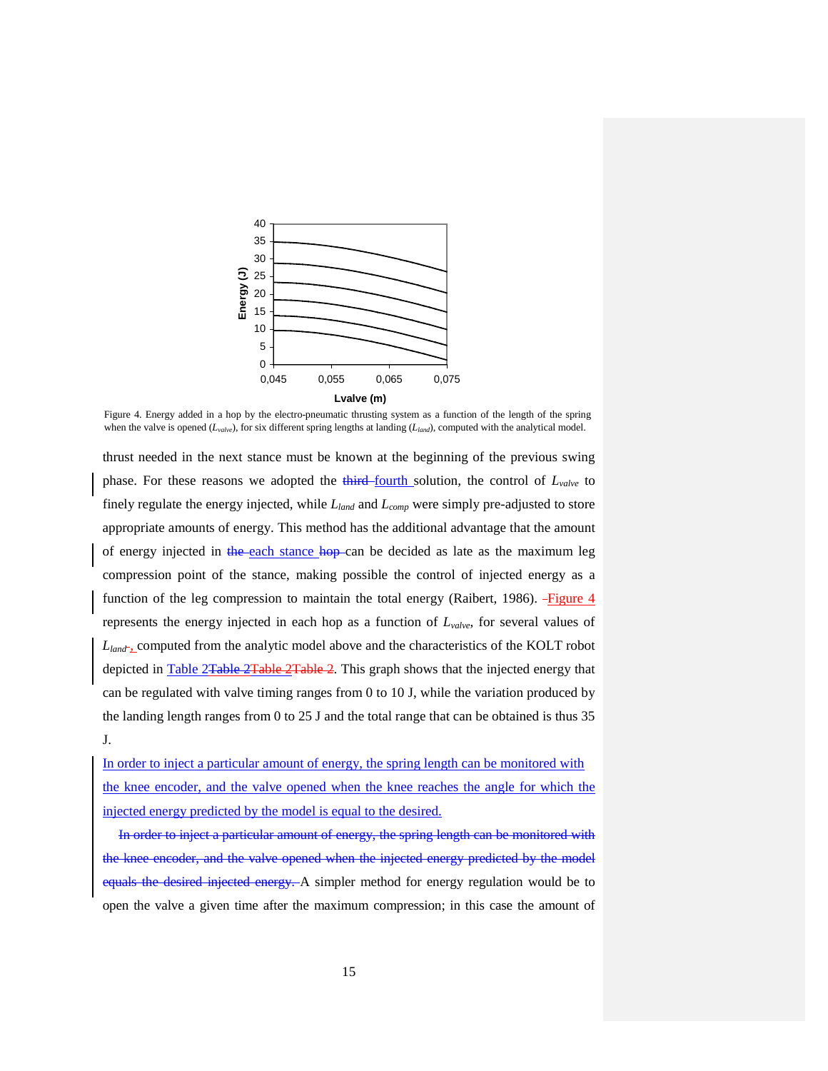40
35
30
25
20
15
10
5
0
Energy (J)
0,045
0,055
0,065
0,075
Lvalve (m)

Figure 4. Energy added in a hop by the electro-pneumatic thrusting system as a function of the length of the spring when the valve is opened ($L_{valve}$), for six different spring lengths at landing ($L_{land}$), computed with the analytical model.

thrust needed in the next stance must be known at the beginning of the previous swing phase. For these reasons we adopted the fourth solution, the control of $L_{valve}$ to finely regulate the energy injected, while $L_{land}$ and $L_{comp}$ were simply pre-adjusted to store appropriate amounts of energy. This method has the additional advantage that the amount of energy injected in each stance can be decided as late as the maximum leg compression point of the stance, making possible the control of injected energy as a function of the leg compression to maintain the total energy (Raibert, 1986). Figure 4 represents the energy injected in each hop as a function of $L_{valve}$, for several values of $L_{land}$, computed from the analytic model above and the characteristics of the KOLT robot depicted in Table 2. This graph shows that the injected energy that can be regulated with valve timing ranges from 0 to 10 J, while the variation produced by the landing length ranges from 0 to 25 J and the total range that can be obtained is thus 35 J.

In order to inject a particular amount of energy, the spring length can be monitored with the knee encoder, and the valve opened when the knee reaches the angle for which the injected energy predicted by the model is equal to the desired.

A simpler method for energy regulation would be to open the valve a given time after the maximum compression; in this case the amount of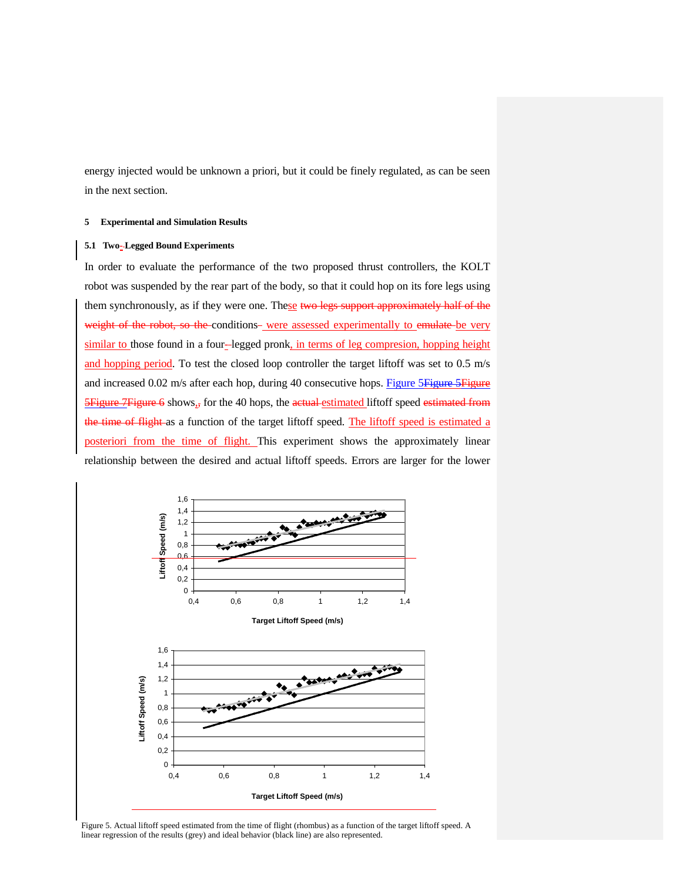energy injected would be unknown a priori, but it could be finely regulated, as can be seen in the next section.

## 5 Experimental and Simulation Results

### 5.1 Two-Legged Bound Experiments

In order to evaluate the performance of the two proposed thrust controllers, the KOLT robot was suspended by the rear part of the body, so that it could hop on its fore legs using them synchronously, as if they were one. These conditions were assessed experimentally to be very similar to those found in a four-legged pronk, in terms of leg compression, hopping height and hopping period. To test the closed loop controller the target liftoff was set to 0.5 m/s and increased 0.02 m/s after each hop, during 40 consecutive hops. Figure 5 shows, for the 40 hops, the estimated liftoff speed as a function of the target liftoff speed. The liftoff speed is estimated a posteriori from the time of flight. This experiment shows the approximately linear relationship between the desired and actual liftoff speeds. Errors are larger for the lower

Liftoff Speed (m/s)
1,6
1,4
1,2
1
0,8
0,6
0,4
0,2
0
0,4
0,6
0,8
1
1,2
1,4
Target Liftoff Speed (m/s)

Liftoff Speed (m/s)
1,6
1,4
1,2
1
0,8
0,6
0,4
0,2
0
0,4
0,6
0,8
1
1,2
1,4
Target Liftoff Speed (m/s)

Figure 5. Actual liftoff speed estimated from the time of flight (rhombus) as a function of the target liftoff speed. A linear regression of the results (grey) and ideal behavior (black line) are also represented.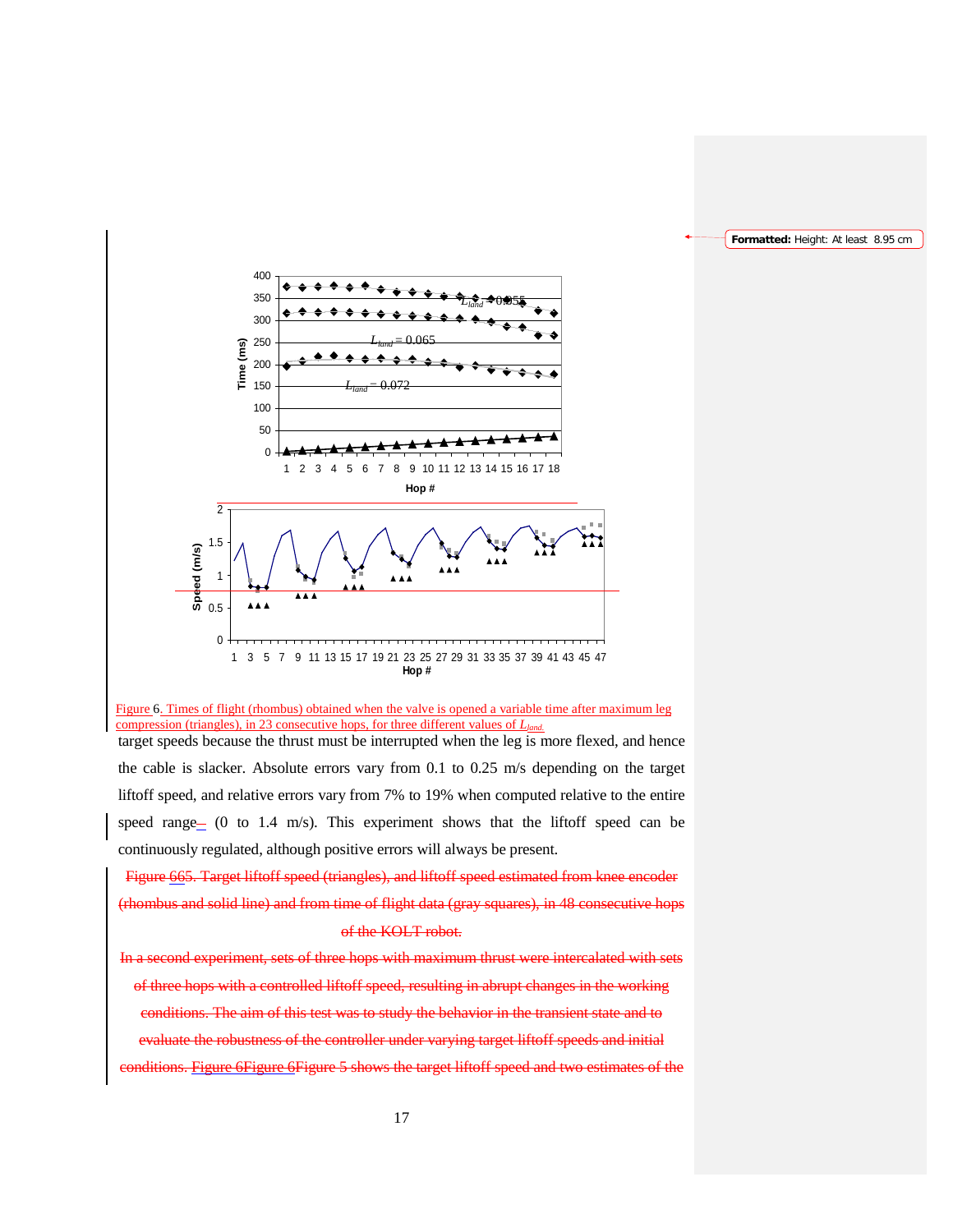Figure 6. Times of flight (rhombus) obtained when the valve is opened a variable time after maximum leg compression (triangles), in 23 consecutive hops, for three different values of $L_{land}$.

target speeds because the thrust must be interrupted when the leg is more flexed, and hence the cable is slacker. Absolute errors vary from 0.1 to 0.25 m/s depending on the target liftoff speed, and relative errors vary from 7% to 19% when computed relative to the entire speed range (0 to 1.4 m/s). This experiment shows that the liftoff speed can be continuously regulated, although positive errors will always be present.

Figure 665. Target liftoff speed (triangles), and liftoff speed estimated from knee encoder (rhombus and solid line) and from time of flight data (gray squares), in 48 consecutive hops of the KOLT robot.

In a second experiment, sets of three hops with maximum thrust were intercalated with sets of three hops with a controlled liftoff speed, resulting in abrupt changes in the working conditions. The aim of this test was to study the behavior in the transient state and to evaluate the robustness of the controller under varying target liftoff speeds and initial conditions. Figure 6Figure 6Figure 5 shows the target liftoff speed and two estimates of the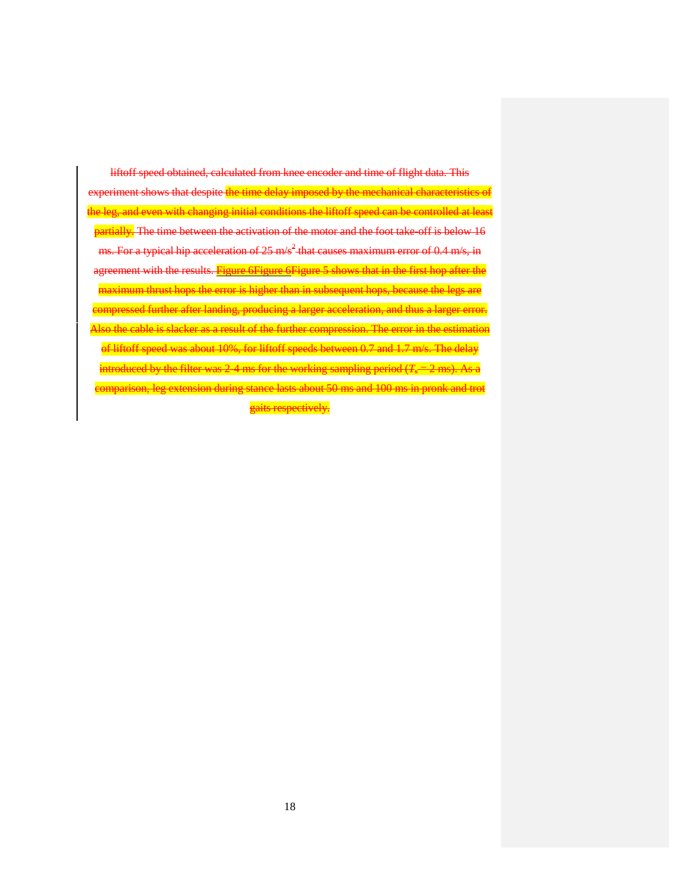liftoff speed obtained, calculated from knee encoder and time of flight data. This experiment shows that despite the time delay imposed by the mechanical characteristics of the leg, and even with changing initial conditions the liftoff speed can be controlled at least partially. The time between the activation of the motor and the foot take-off is below 16 ms. For a typical hip acceleration of 25 m/s$^2$ that causes maximum error of 0.4 m/s, in agreement with the results. Figure 6Figure 6Figure 5 shows that in the first hop after the maximum thrust hops the error is higher than in subsequent hops, because the legs are compressed further after landing, producing a larger acceleration, and thus a larger error. Also the cable is slacker as a result of the further compression. The error in the estimation of liftoff speed was about 10%, for liftoff speeds between 0.7 and 1.7 m/s. The delay introduced by the filter was 2-4 ms for the working sampling period ($T_s$ = 2 ms). As a comparison, leg extension during stance lasts about 50 ms and 100 ms in pronk and trot gaits respectively.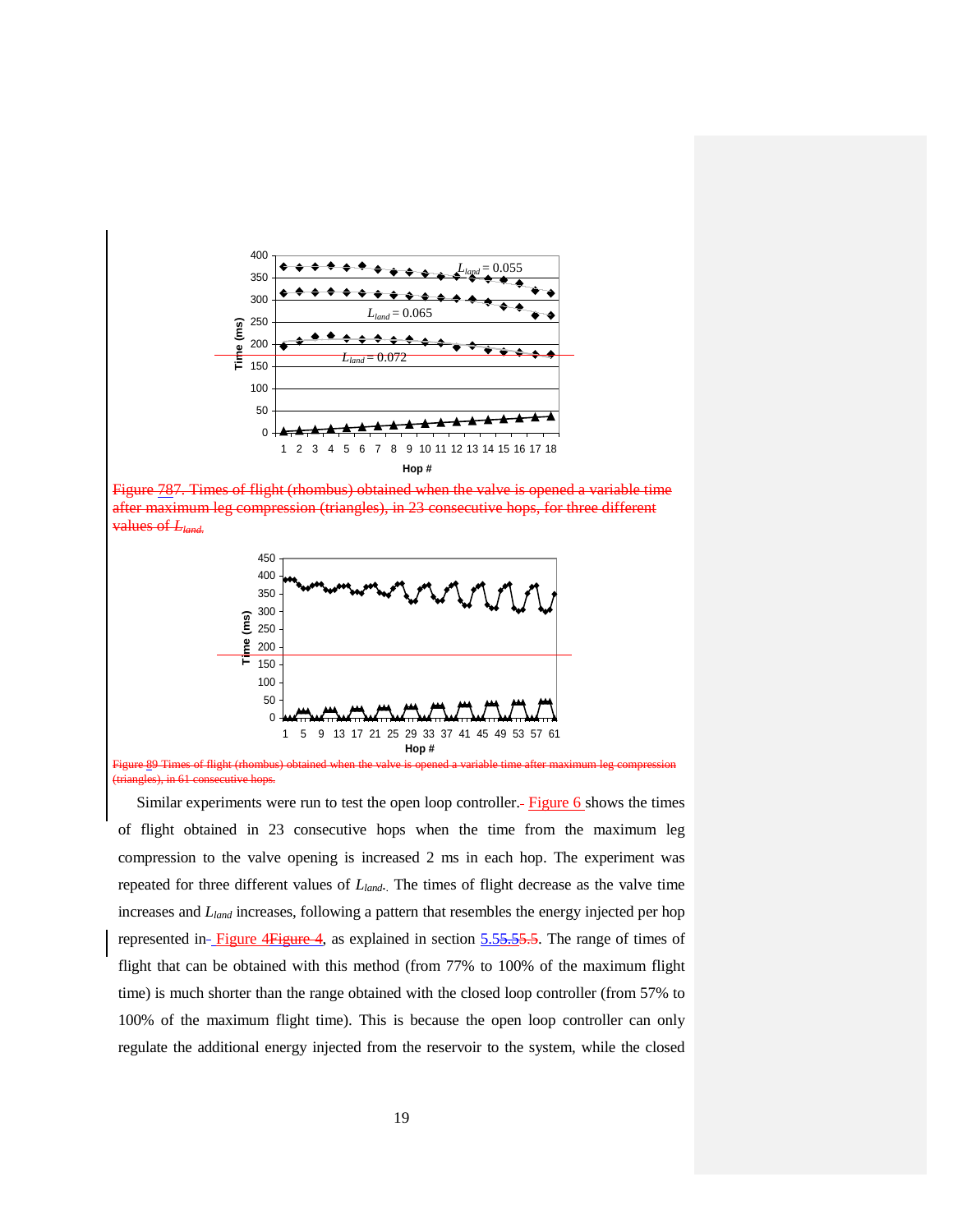400
350
300
250
200
150
100
50
0
Time (ms)
$L_{land}$ = 0.055
$L_{land}$ = 0.065
$L_{land}$ = 0.072
1 2 3 4 5 6 7 8 9 10 11 12 13 14 15 16 17 18
Hop #

Figure 787. Times of flight (rhombus) obtained when the valve is opened a variable time after maximum leg compression (triangles), in 23 consecutive hops, for three different values of $L_{land}$.

450
400
350
300
250
200
150
100
50
0
Time (ms)
1 5 9 13 17 21 25 29 33 37 41 45 49 53 57 61
Hop #

Figure 89 Times of flight (rhombus) obtained when the valve is opened a variable time after maximum leg compression (triangles), in 61 consecutive hops.

Similar experiments were run to test the open loop controller. Figure 6 shows the times of flight obtained in 23 consecutive hops when the time from the maximum leg compression to the valve opening is increased 2 ms in each hop. The experiment was repeated for three different values of $L_{land}$. The times of flight decrease as the valve time increases and $L_{land}$ increases, following a pattern that resembles the energy injected per hop represented in Figure 4Figure 4, as explained in section 5.55.55.5. The range of times of flight that can be obtained with this method (from 77% to 100% of the maximum flight time) is much shorter than the range obtained with the closed loop controller (from 57% to 100% of the maximum flight time). This is because the open loop controller can only regulate the additional energy injected from the reservoir to the system, while the closed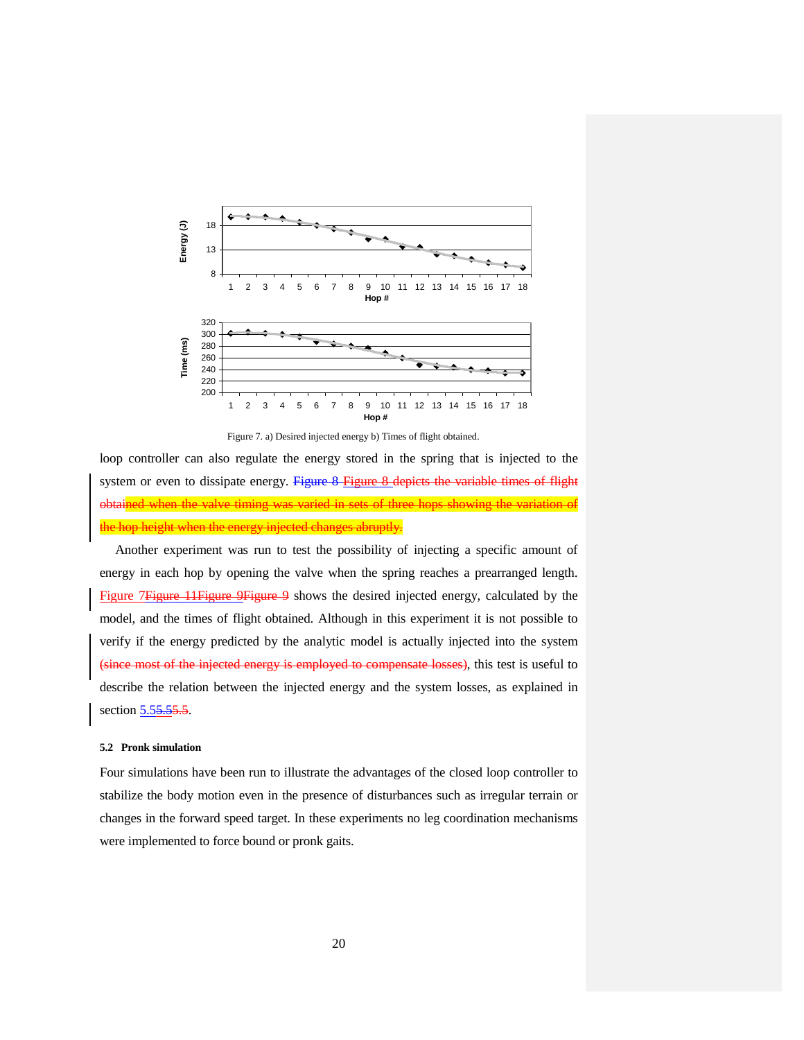Energy (J)
18
13
8
1 2 3 4 5 6 7 8 9 10 11 12 13 14 15 16 17 18
Hop #

Time (ms)
320
300
280
260
240
220
200
1 2 3 4 5 6 7 8 9 10 11 12 13 14 15 16 17 18
Hop #

Figure 7. a) Desired injected energy b) Times of flight obtained.

loop controller can also regulate the energy stored in the spring that is injected to the system or even to dissipate energy. Figure 8 Figure 8 depicts the variable times of flight obtained when the valve timing was varied in sets of three hops showing the variation of the hop height when the energy injected changes abruptly.

Another experiment was run to test the possibility of injecting a specific amount of energy in each hop by opening the valve when the spring reaches a prearranged length. Figure 7Figure 11Figure 9Figure 9 shows the desired injected energy, calculated by the model, and the times of flight obtained. Although in this experiment it is not possible to verify if the energy predicted by the analytic model is actually injected into the system (since most of the injected energy is employed to compensate losses), this test is useful to describe the relation between the injected energy and the system losses, as explained in section 5.55.55.5.

### 5.2 Pronk simulation

Four simulations have been run to illustrate the advantages of the closed loop controller to stabilize the body motion even in the presence of disturbances such as irregular terrain or changes in the forward speed target. In these experiments no leg coordination mechanisms were implemented to force bound or pronk gaits.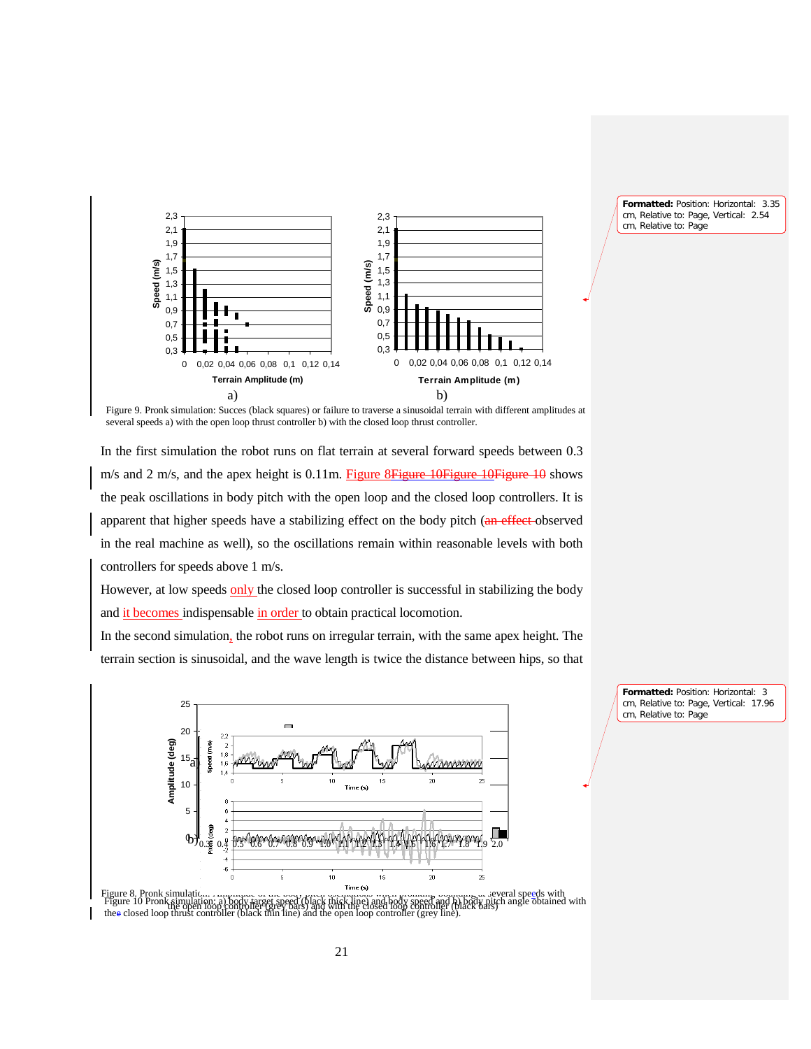2,3
2,1
1,9
1,7
1,5
1,3
1,1
0,9
0,7
0,5
0,3

Speed (m/s)

0 0,02 0,04 0,06 0,08 0,1 0,12 0,14

Terrain Amplitude (m)

a)

2,3
2,1
1,9
1,7
1,5
1,3
1,1
0,9
0,7
0,5
0,3

Speed (m/s)

0 0,02 0,04 0,06 0,08 0,1 0,12 0,14

Terrain Amplitude (m)

b)

Figure 9. Pronk simulation: Succes (black squares) or failure to traverse a sinusoidal terrain with different amplitudes at several speeds a) with the open loop thrust controller b) with the closed loop thrust controller.

In the first simulation the robot runs on flat terrain at several forward speeds between 0.3 m/s and 2 m/s, and the apex height is 0.11m. Figure 8Figure 10Figure 10Figure 10 shows the peak oscillations in body pitch with the open loop and the closed loop controllers. It is apparent that higher speeds have a stabilizing effect on the body pitch (an effect observed in the real machine as well), so the oscillations remain within reasonable levels with both controllers for speeds above 1 m/s.

However, at low speeds only the closed loop controller is successful in stabilizing the body and it becomes indispensable in order to obtain practical locomotion.

In the second simulation, the robot runs on irregular terrain, with the same apex height. The terrain section is sinusoidal, and the wave length is twice the distance between hips, so that

25
20
15
10
5
0

Amplitude (deg)

0.3 0.4 0.5 0.6 0.7 0.8 0.9 1.0 1.1 1.2 1.3 1.4 1.5 1.6 1.7 1.8 1.9 2.0

a)

Speed (m/s)

2.2
2
1.8
1.6
1.4

0 5 10 15 20 25

Time (s)

b)

Pitch (deg)

8
6
4
2
0
-2
-4
-6

0 5 10 15 20 25

Time (s)

Figure 8. Pronk simulation: Amplitude of the body pitch oscillations when pronking at several speeds with the open loop controller (grey bars) and with the closed loop controller (black bars)

Figure 10 Pronk simulation: a) body target speed (black thick line) and body speed and b) body pitch angle obtained with thee closed loop thrust controller (black thin line) and the open loop controller (grey line).

Formatted: Position: Horizontal: 3.35 cm, Relative to: Page, Vertical: 2.54 cm, Relative to: Page

Formatted: Position: Horizontal: 3 cm, Relative to: Page, Vertical: 17.96 cm, Relative to: Page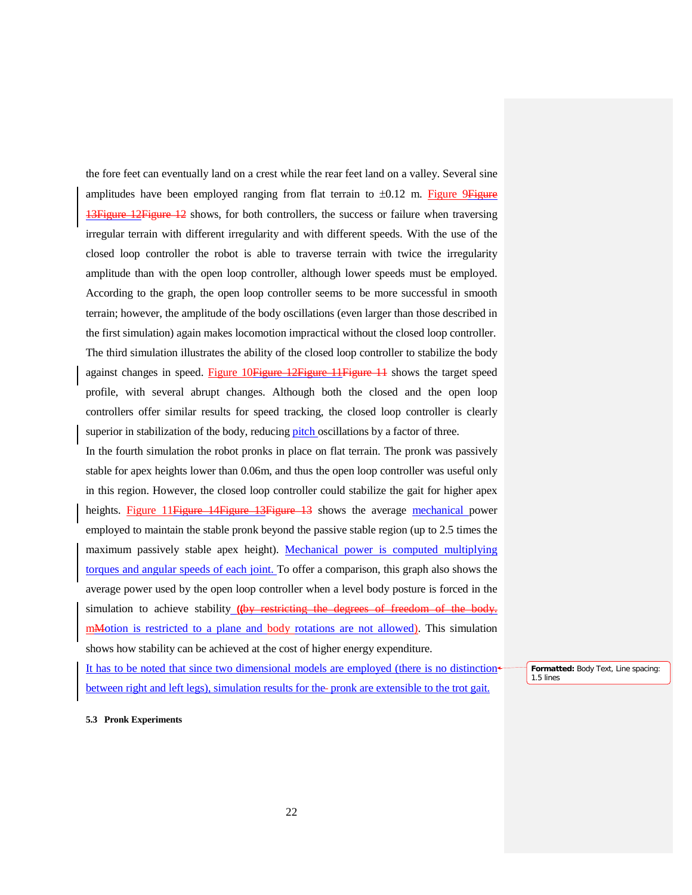the fore feet can eventually land on a crest while the rear feet land on a valley. Several sine amplitudes have been employed ranging from flat terrain to ±0.12 m. Figure 9Figure 13Figure 12Figure 12 shows, for both controllers, the success or failure when traversing irregular terrain with different irregularity and with different speeds. With the use of the closed loop controller the robot is able to traverse terrain with twice the irregularity amplitude than with the open loop controller, although lower speeds must be employed. According to the graph, the open loop controller seems to be more successful in smooth terrain; however, the amplitude of the body oscillations (even larger than those described in the first simulation) again makes locomotion impractical without the closed loop controller.

The third simulation illustrates the ability of the closed loop controller to stabilize the body against changes in speed. Figure 10Figure 12Figure 11Figure 11 shows the target speed profile, with several abrupt changes. Although both the closed and the open loop controllers offer similar results for speed tracking, the closed loop controller is clearly superior in stabilization of the body, reducing pitch oscillations by a factor of three.

In the fourth simulation the robot pronks in place on flat terrain. The pronk was passively stable for apex heights lower than 0.06m, and thus the open loop controller was useful only in this region. However, the closed loop controller could stabilize the gait for higher apex heights. Figure 11Figure 14Figure 13Figure 13 shows the average mechanical power employed to maintain the stable pronk beyond the passive stable region (up to 2.5 times the maximum passively stable apex height). Mechanical power is computed multiplying torques and angular speeds of each joint. To offer a comparison, this graph also shows the average power used by the open loop controller when a level body posture is forced in the simulation to achieve stability ((by restricting the degrees of freedom of the body. mMotion is restricted to a plane and body rotations are not allowed). This simulation shows how stability can be achieved at the cost of higher energy expenditure.

It has to be noted that since two dimensional models are employed (there is no distinction between right and left legs), simulation results for the- pronk are extensible to the trot gait.

**Formatted:** Body Text, Line spacing: 1.5 lines

### 5.3 Pronk Experiments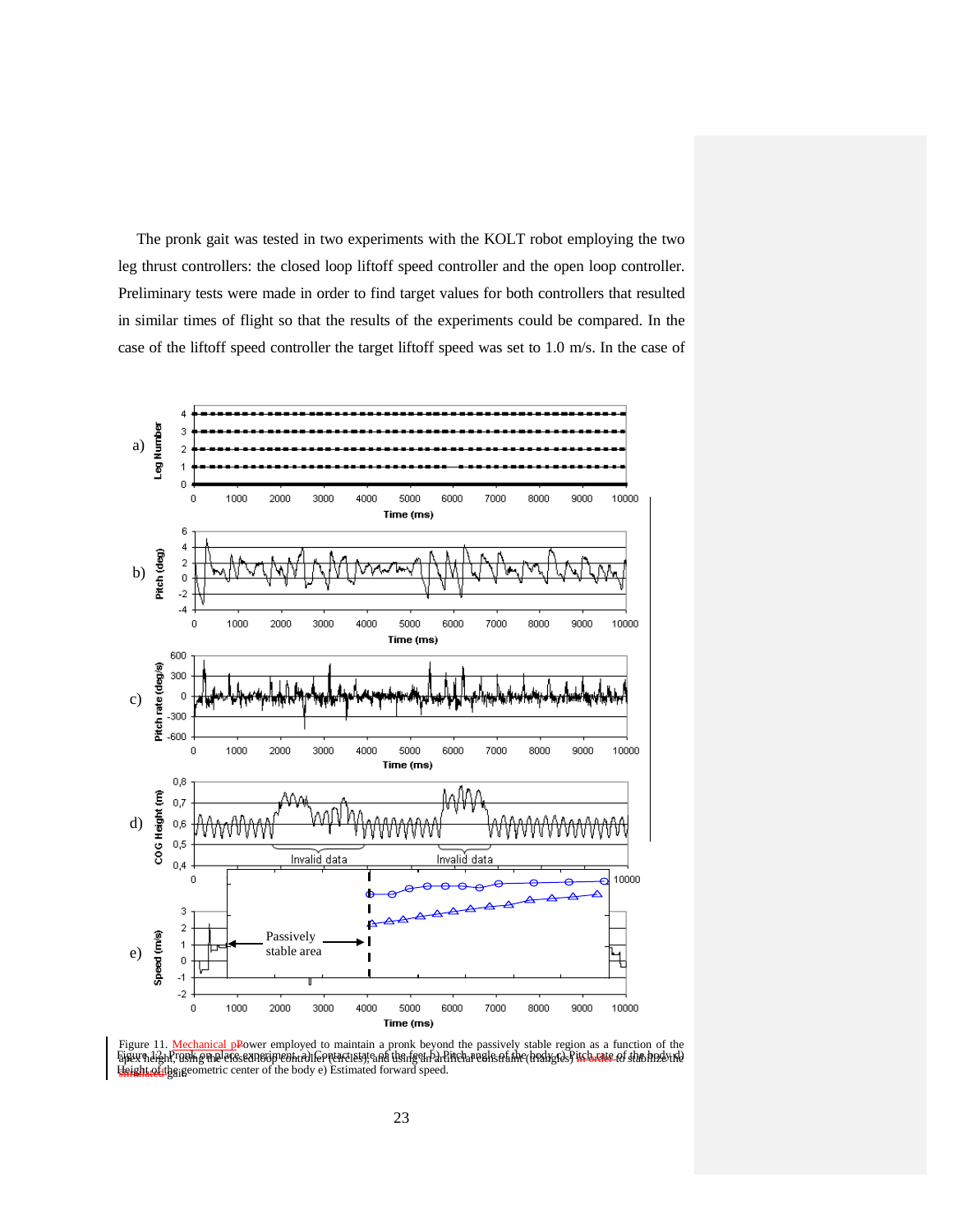The pronk gait was tested in two experiments with the KOLT robot employing the two leg thrust controllers: the closed loop liftoff speed controller and the open loop controller. Preliminary tests were made in order to find target values for both controllers that resulted in similar times of flight so that the results of the experiments could be compared. In the case of the liftoff speed controller the target liftoff speed was set to 1.0 m/s. In the case of

a)
Leg Number
4
3
2
1
0
0 1000 2000 3000 4000 5000 6000 7000 8000 9000 10000
Time (ms)

b)
Pitch (deg)
6
4
2
0
-2
-4
0 1000 2000 3000 4000 5000 6000 7000 8000 9000 10000
Time (ms)

c)
Pitch rate (deg/s)
600
300
0
-300
-600
0 1000 2000 3000 4000 5000 6000 7000 8000 9000 10000
Time (ms)

d)
COG Height (m)
0,8
0,7
0,6
0,5
0,4
Invalid data
Invalid data
0 10000

e)
Speed (m/s)
3
2
1
0
-1
-2
Passively stable area
0 1000 2000 3000 4000 5000 6000 7000 8000 9000 10000
Time (ms)

Figure 11. Mechanical pPower employed to maintain a pronk beyond the passively stable region as a function of the apex height, using the closed loop controller (circles), and using an artificial constraint (triangles) in order to stabilize the simulated gait

Figure 12. Pronk on place experiment. a) Contact state of the feet b) Pitch angle of the body c) Pitch rate of the body d) Height of the geometric center of the body e) Estimated forward speed.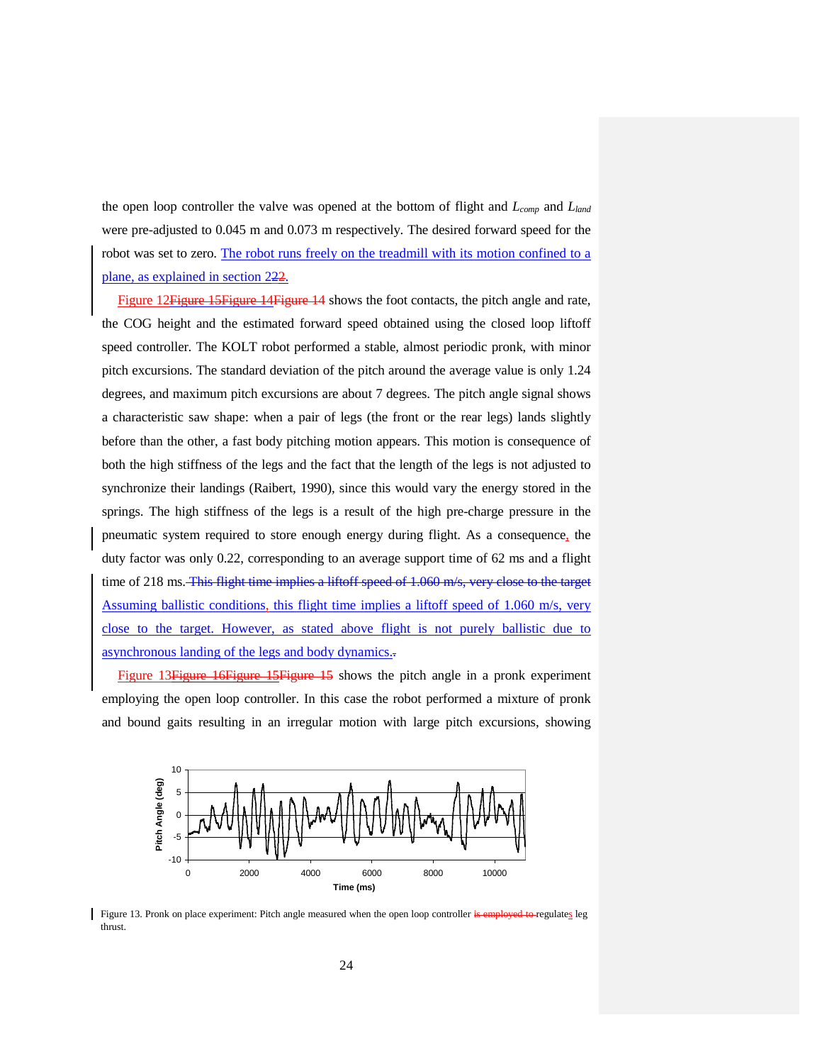the open loop controller the valve was opened at the bottom of flight and $L_{comp}$ and $L_{land}$ were pre-adjusted to 0.045 m and 0.073 m respectively. The desired forward speed for the robot was set to zero. The robot runs freely on the treadmill with its motion confined to a plane, as explained in section 22.

Figure 12 shows the foot contacts, the pitch angle and rate, the COG height and the estimated forward speed obtained using the closed loop liftoff speed controller. The KOLT robot performed a stable, almost periodic pronk, with minor pitch excursions. The standard deviation of the pitch around the average value is only 1.24 degrees, and maximum pitch excursions are about 7 degrees. The pitch angle signal shows a characteristic saw shape: when a pair of legs (the front or the rear legs) lands slightly before than the other, a fast body pitching motion appears. This motion is consequence of both the high stiffness of the legs and the fact that the length of the legs is not adjusted to synchronize their landings (Raibert, 1990), since this would vary the energy stored in the springs. The high stiffness of the legs is a result of the high pre-charge pressure in the pneumatic system required to store enough energy during flight. As a consequence, the duty factor was only 0.22, corresponding to an average support time of 62 ms and a flight time of 218 ms. Assuming ballistic conditions, this flight time implies a liftoff speed of 1.060 m/s, very close to the target. However, as stated above flight is not purely ballistic due to asynchronous landing of the legs and body dynamics.

Figure 13 shows the pitch angle in a pronk experiment employing the open loop controller. In this case the robot performed a mixture of pronk and bound gaits resulting in an irregular motion with large pitch excursions, showing

Pitch Angle (deg)
10
5
0
-5
-10
0
2000
4000
6000
8000
10000
Time (ms)

Figure 13. Pronk on place experiment: Pitch angle measured when the open loop controller regulates leg thrust.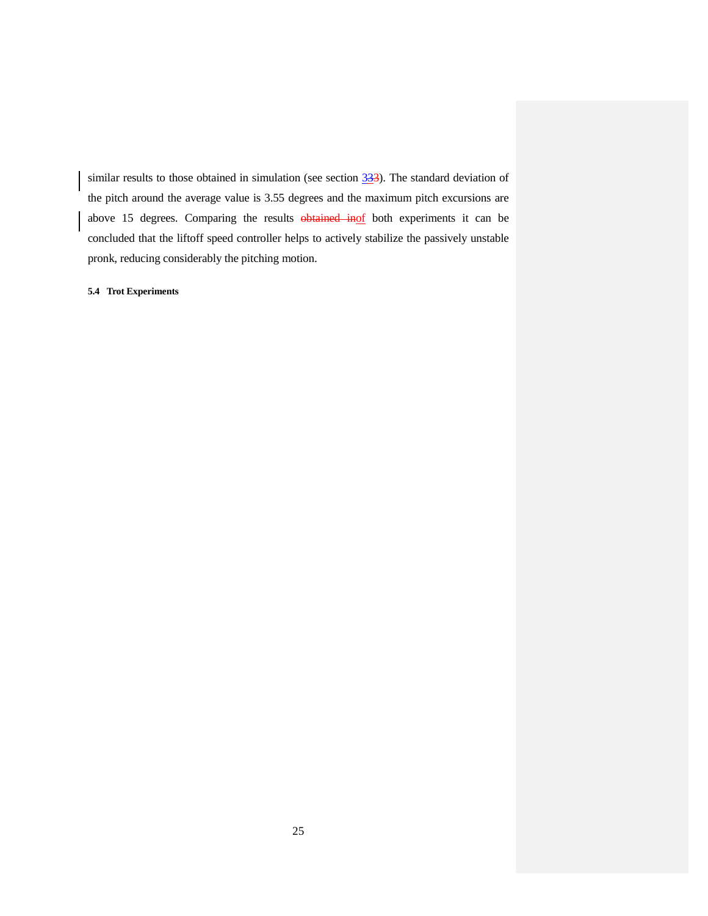similar results to those obtained in simulation (see section 3~~3~~3). The standard deviation of the pitch around the average value is 3.55 degrees and the maximum pitch excursions are above 15 degrees. Comparing the results ~~obtained in~~of both experiments it can be concluded that the liftoff speed controller helps to actively stabilize the passively unstable pronk, reducing considerably the pitching motion.

### 5.4 Trot Experiments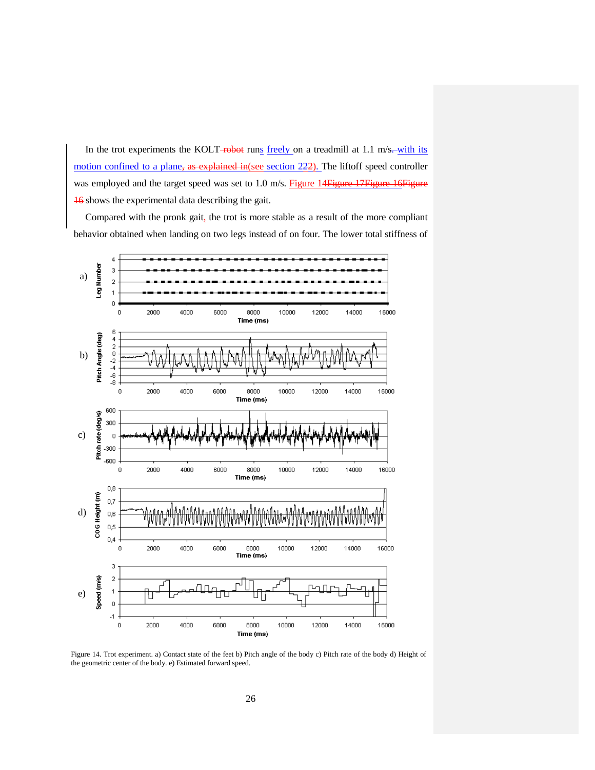In the trot experiments the KOLT ~~robot~~ runs freely on a treadmill at 1.1 m/s. ~~-~~with its motion confined to a plane~~, as explained in~~(see section 2~~22~~). The liftoff speed controller was employed and the target speed was set to 1.0 m/s. Figure 14~~Figure 17Figure 16Figure 16~~ shows the experimental data describing the gait.

Compared with the pronk gait, the trot is more stable as a result of the more compliant behavior obtained when landing on two legs instead of on four. The lower total stiffness of

a)
Leg Number
4
3
2
1
0
0 2000 4000 6000 8000 10000 12000 14000 16000
Time (ms)

b)
Pitch Angle (deg)
6
4
2
0
-2
-4
-6
-8
0 2000 4000 6000 8000 10000 12000 14000 16000
Time (ms)

c)
Pitch rate (deg/s)
600
300
0
-300
-600
0 2000 4000 6000 8000 10000 12000 14000 16000
Time (ms)

d)
COG Height (m)
0,8
0,7
0,6
0,5
0,4
0 2000 4000 6000 8000 10000 12000 14000 16000
Time (ms)

e)
Speed (m/s)
3
2
1
0
-1
0 2000 4000 6000 8000 10000 12000 14000 16000
Time (ms)

Figure 14. Trot experiment. a) Contact state of the feet b) Pitch angle of the body c) Pitch rate of the body d) Height of the geometric center of the body. e) Estimated forward speed.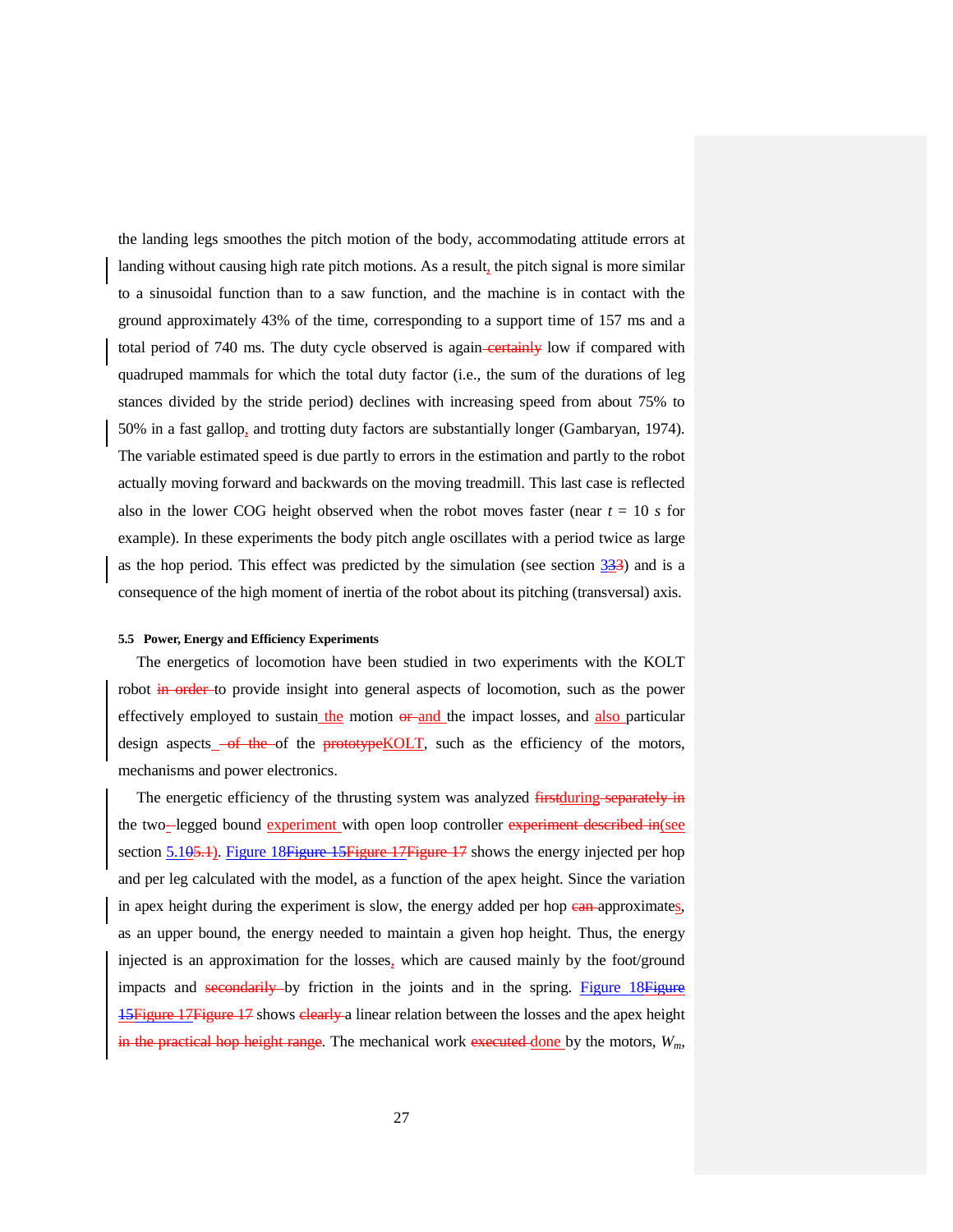the landing legs smoothes the pitch motion of the body, accommodating attitude errors at landing without causing high rate pitch motions. As a result, the pitch signal is more similar to a sinusoidal function than to a saw function, and the machine is in contact with the ground approximately 43% of the time, corresponding to a support time of 157 ms and a total period of 740 ms. The duty cycle observed is again ~~certainly~~ low if compared with quadruped mammals for which the total duty factor (i.e., the sum of the durations of leg stances divided by the stride period) declines with increasing speed from about 75% to 50% in a fast gallop, and trotting duty factors are substantially longer (Gambaryan, 1974). The variable estimated speed is due partly to errors in the estimation and partly to the robot actually moving forward and backwards on the moving treadmill. This last case is reflected also in the lower COG height observed when the robot moves faster (near $t$ = 10 $s$ for example). In these experiments the body pitch angle oscillates with a period twice as large as the hop period. This effect was predicted by the simulation (see section 33~~3~~) and is a consequence of the high moment of inertia of the robot about its pitching (transversal) axis.

#### 5.5 Power, Energy and Efficiency Experiments

The energetics of locomotion have been studied in two experiments with the KOLT robot ~~in order~~ to provide insight into general aspects of locomotion, such as the power effectively employed to sustain the motion ~~or~~ and the impact losses, and also particular design aspects ~~of the~~ of the ~~prototype~~KOLT, such as the efficiency of the motors, mechanisms and power electronics.

The energetic efficiency of the thrusting system was analyzed ~~first~~during ~~separately in~~ the two~~-~~legged bound experiment with open loop controller ~~experiment described in~~(see section 5.10~~5.1~~). Figure 18~~Figure 15~~Figure 17~~Figure 17~~ shows the energy injected per hop and per leg calculated with the model, as a function of the apex height. Since the variation in apex height during the experiment is slow, the energy added per hop ~~can~~ approximates, as an upper bound, the energy needed to maintain a given hop height. Thus, the energy injected is an approximation for the losses, which are caused mainly by the foot/ground impacts and ~~secondarily~~ by friction in the joints and in the spring. Figure 18~~Figure 15~~Figure 17~~Figure 17~~ shows ~~clearly~~ a linear relation between the losses and the apex height ~~in the practical hop height range~~. The mechanical work ~~executed~~ done by the motors, $W_m$,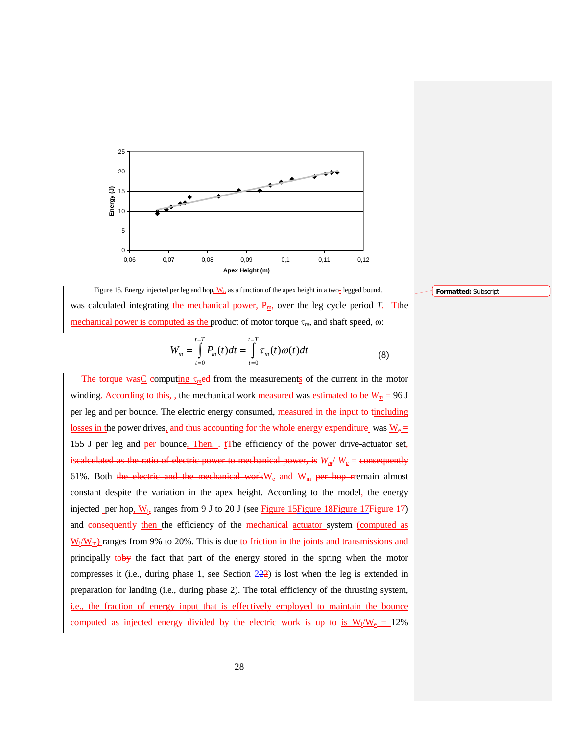25
20
15
10
5
0

Energy (J)

0,06 0,07 0,08 0,09 0,1 0,11 0,12

Apex Height (m)

Figure 15. Energy injected per leg and hop, $W_i$, as a function of the apex height in a two-legged bound.

was calculated integrating the mechanical power, $P_m$, over the leg cycle period $T$. The mechanical power is computed as the product of motor torque $\tau_m$, and shaft speed, $\omega$:

$$W_m = \int_{t=0}^{t=T} P_m(t)dt = \int_{t=0}^{t=T} \tau_m(t)\omega(t)dt \tag{8}$$

Computing $\tau_m$ from the measurements of the current in the motor winding, the mechanical work was estimated to be $W_m$ = 96 J per leg and per bounce. The electric energy consumed, including losses in the power drives, was $W_e$ = 155 J per leg and bounce. Then, the efficiency of the power drive-actuator set is $W_m/W_e$ = 61%. Both $W_e$ and $W_m$ remain almost constant despite the variation in the apex height. According to the model, the energy injected per hop, $W_i$, ranges from 9 J to 20 J (see Figure 15) and then the efficiency of the actuator system (computed as $W_i/W_m$) ranges from 9% to 20%. This is due principally to the fact that part of the energy stored in the spring when the motor compresses it (i.e., during phase 1, see Section 2) is lost when the leg is extended in preparation for landing (i.e., during phase 2). The total efficiency of the thrusting system, i.e., the fraction of energy input that is effectively employed to maintain the bounce is $W_i/W_e$ = 12%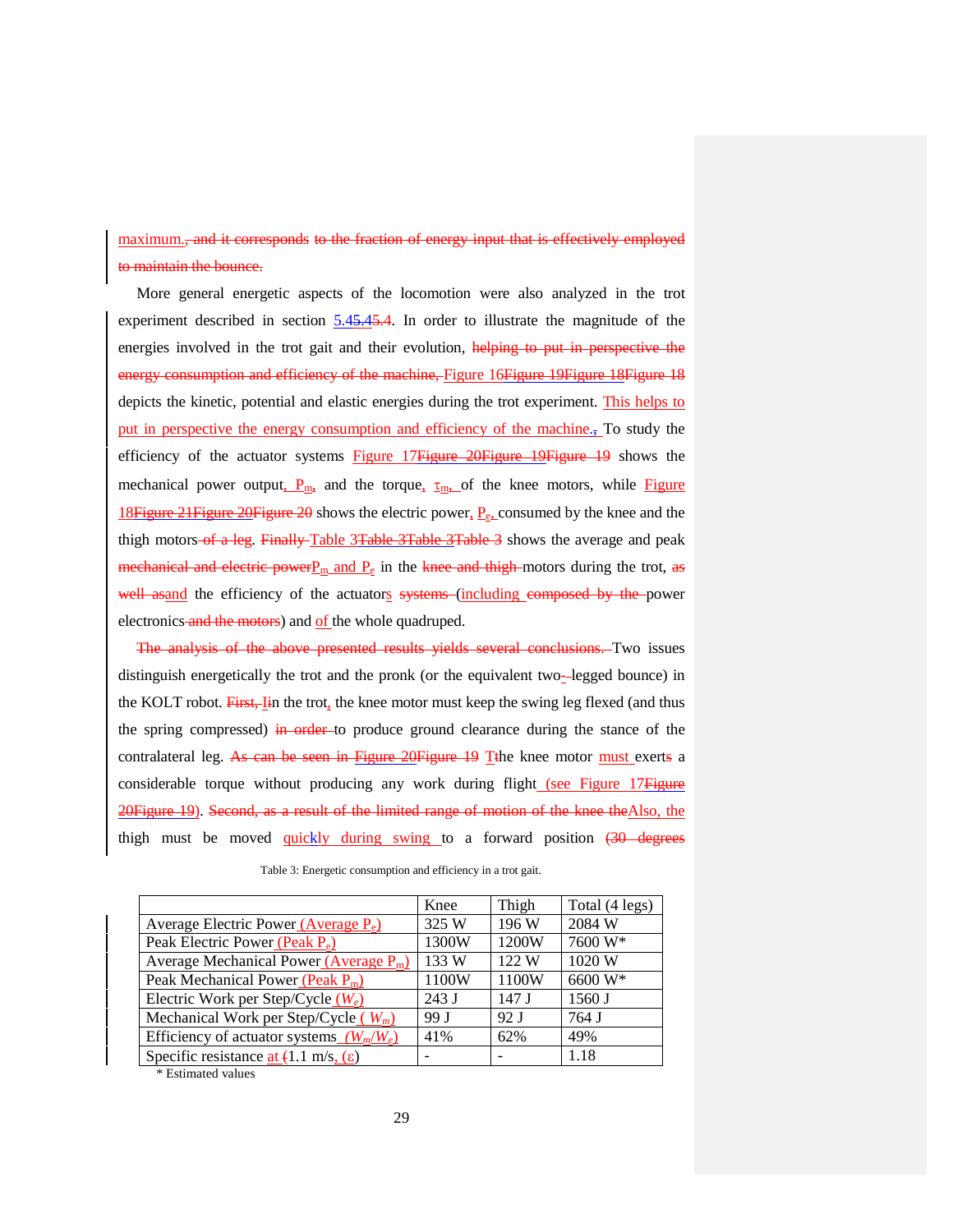maximum.

More general energetic aspects of the locomotion were also analyzed in the trot experiment described in section 5.4. In order to illustrate the magnitude of the energies involved in the trot gait and their evolution, Figure 16 depicts the kinetic, potential and elastic energies during the trot experiment. This helps to put in perspective the energy consumption and efficiency of the machine. To study the efficiency of the actuator systems Figure 17 shows the mechanical power output, $P_m$, and the torque, $\tau_m$, of the knee motors, while Figure 18 shows the electric power, $P_e$, consumed by the knee and the thigh motors. Table 3 shows the average and peak $P_m$ and $P_e$ in the motors during the trot, and the efficiency of the actuators (including power electronics) and of the whole quadruped.

Two issues distinguish energetically the trot and the pronk (or the equivalent two-legged bounce) in the KOLT robot. In the trot, the knee motor must keep the swing leg flexed (and thus the spring compressed) to produce ground clearance during the stance of the contralateral leg. The knee motor must exert a considerable torque without producing any work during flight (see Figure 17). Also, the thigh must be moved quickly during swing to a forward position

Table 3: Energetic consumption and efficiency in a trot gait.

| | Knee | Thigh | Total (4 legs) |
|---|---|---|---|
| Average Electric Power (Average $P_e$) | 325 W | 196 W | 2084 W |
| Peak Electric Power (Peak $P_e$) | 1300W | 1200W | 7600 W* |
| Average Mechanical Power (Average $P_m$) | 133 W | 122 W | 1020 W |
| Peak Mechanical Power (Peak $P_m$) | 1100W | 1100W | 6600 W* |
| Electric Work per Step/Cycle ($W_e$) | 243 J | 147 J | 1560 J |
| Mechanical Work per Step/Cycle ($W_m$) | 99 J | 92 J | 764 J |
| Efficiency of actuator systems ($W_m/W_e$) | 41% | 62% | 49% |
| Specific resistance at 1.1 m/s, ($\varepsilon$) | - | - | 1.18 |

\* Estimated values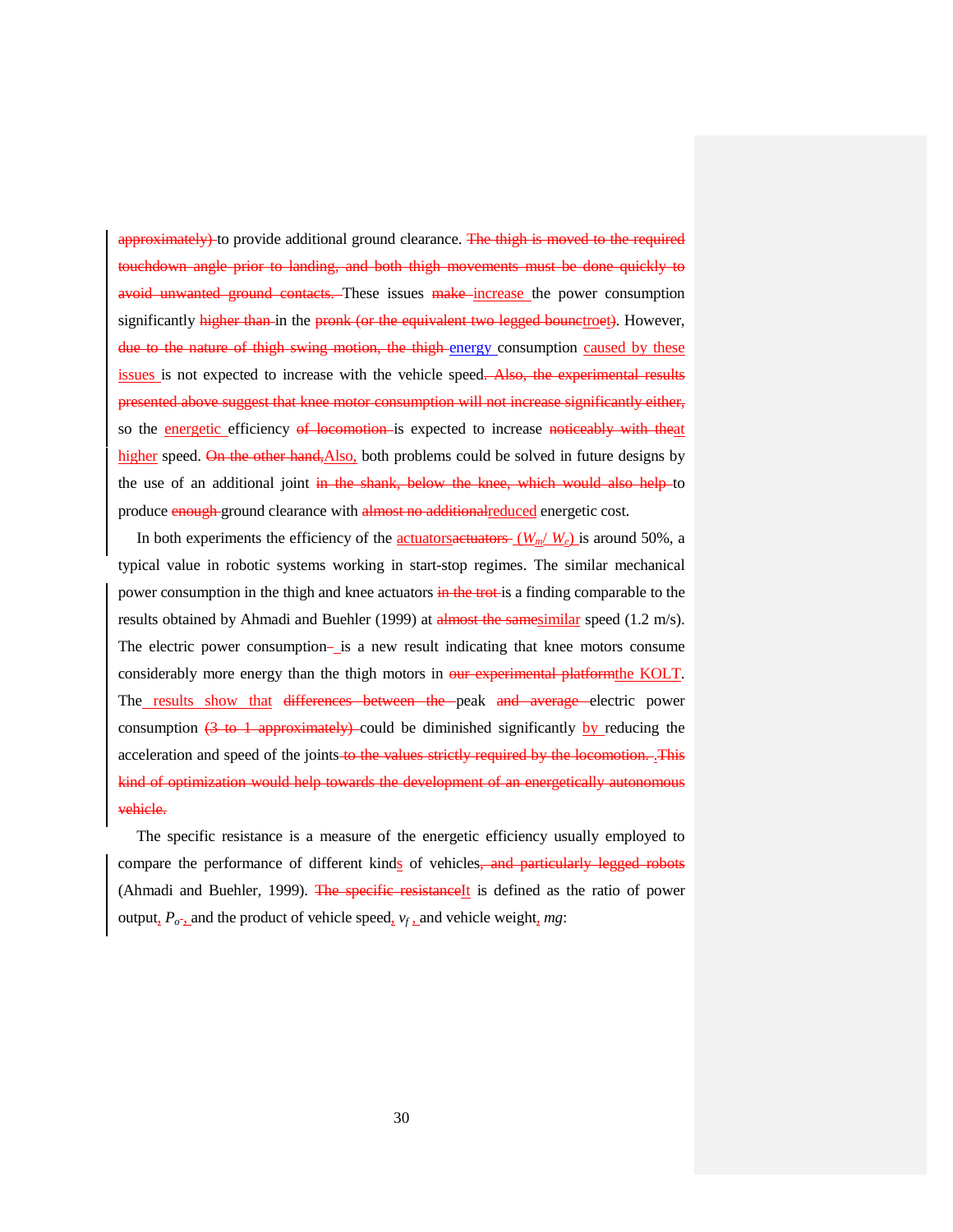~~approximately)~~ to provide additional ground clearance. ~~The thigh is moved to the required touchdown angle prior to landing, and both thigh movements must be done quickly to avoid unwanted ground contacts.~~ These issues ~~make~~ increase the power consumption significantly ~~higher than~~ in the ~~pronk (or the equivalent two legged bounc~~tro~~e~~t~~)~~. However, ~~due to the nature of thigh swing motion, the thigh~~ energy consumption caused by these issues is not expected to increase with the vehicle speed~~. Also, the experimental results presented above suggest that knee motor consumption will not increase significantly either,~~ so the energetic efficiency ~~of locomotion~~ is expected to increase ~~noticeably with the~~at higher speed. ~~On the other hand,~~Also, both problems could be solved in future designs by the use of an additional joint ~~in the shank, below the knee, which would also help~~ to produce ~~enough~~ ground clearance with ~~almost no additional~~reduced energetic cost.

In both experiments the efficiency of the actuators~~actuators~~ ($W_m/W_e$) is around 50%, a typical value in robotic systems working in start-stop regimes. The similar mechanical power consumption in the thigh and knee actuators ~~in the trot~~ is a finding comparable to the results obtained by Ahmadi and Buehler (1999) at ~~almost the same~~similar speed (1.2 m/s). The electric power consumption~~–~~ is a new result indicating that knee motors consume considerably more energy than the thigh motors in ~~our experimental platform~~the KOLT. The results show that ~~differences between the~~ peak ~~and average~~ electric power consumption ~~(3 to 1 approximately)~~ could be diminished significantly by reducing the acceleration and speed of the joints ~~to the values strictly required by the locomotion.~~ . ~~This kind of optimization would help towards the development of an energetically autonomous vehicle.~~

The specific resistance is a measure of the energetic efficiency usually employed to compare the performance of different kinds of vehicles~~, and particularly legged robots~~ (Ahmadi and Buehler, 1999). ~~The specific resistance~~It is defined as the ratio of power output, $P_o$, and the product of vehicle speed, $v_f$, and vehicle weight, $mg$: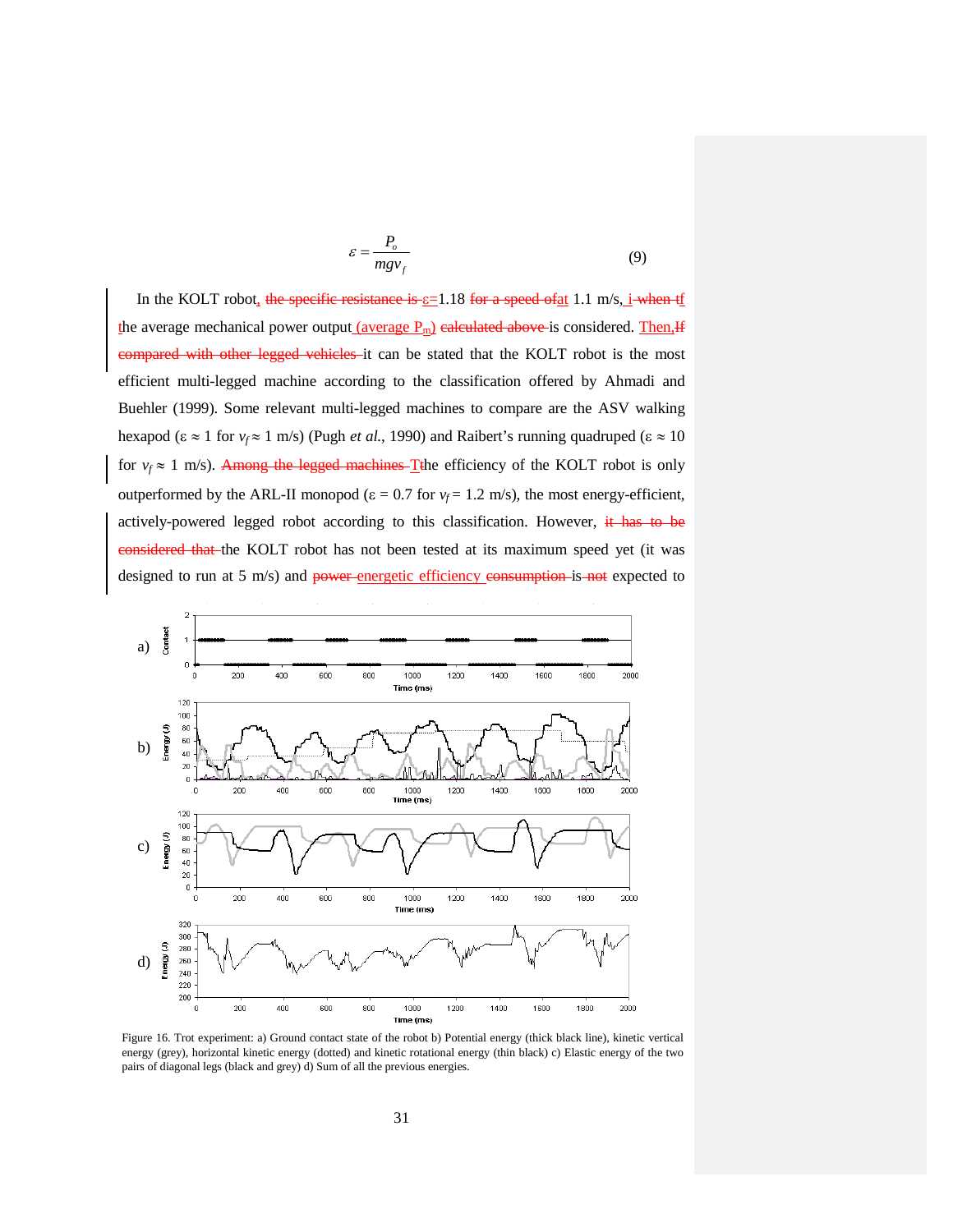$$\varepsilon = \frac{P_o}{mgv_f} \qquad (9)$$

In the KOLT robot, ~~the specific resistance is~~ $\varepsilon$=1.18 ~~for a speed of~~at 1.1 m/s, i~~when t~~f the average mechanical power output (average $P_m$) ~~calculated above~~ is considered. Then,~~If compared with other legged vehicles~~ it can be stated that the KOLT robot is the most efficient multi-legged machine according to the classification offered by Ahmadi and Buehler (1999). Some relevant multi-legged machines to compare are the ASV walking hexapod ($\varepsilon \approx 1$ for $v_f \approx 1$ m/s) (Pugh *et al.*, 1990) and Raibert's running quadruped ($\varepsilon \approx 10$ for $v_f \approx 1$ m/s). ~~Among the legged machines T~~The efficiency of the KOLT robot is only outperformed by the ARL-II monopod ($\varepsilon = 0.7$ for $v_f = 1.2$ m/s), the most energy-efficient, actively-powered legged robot according to this classification. However, ~~it has to be considered that~~ the KOLT robot has not been tested at its maximum speed yet (it was designed to run at 5 m/s) and ~~power~~ energetic efficiency ~~consumption~~ is ~~not~~ expected to

a)
Contact
Time (ms)

b)
Energy (J)
Time (ms)

c)
Energy (J)
Time (ms)

d)
Energy (J)
Time (ms)

Figure 16. Trot experiment: a) Ground contact state of the robot b) Potential energy (thick black line), kinetic vertical energy (grey), horizontal kinetic energy (dotted) and kinetic rotational energy (thin black) c) Elastic energy of the two pairs of diagonal legs (black and grey) d) Sum of all the previous energies.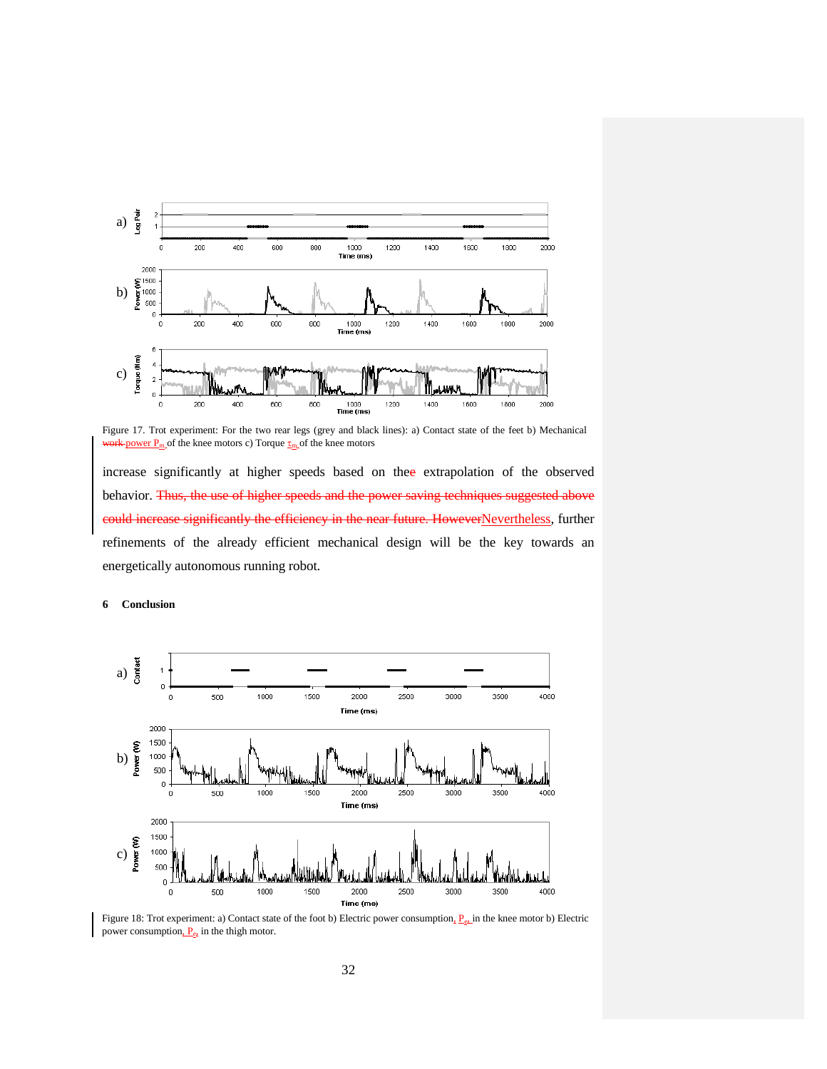Figure 17. Trot experiment: For the two rear legs (grey and black lines): a) Contact state of the feet b) Mechanical ~~work~~ power $P_m$ of the knee motors c) Torque $\tau_m$ of the knee motors

increase significantly at higher speeds based on thee extrapolation of the observed behavior. ~~Thus, the use of higher speeds and the power saving techniques suggested above could increase significantly the efficiency in the near future. However~~Nevertheless, further refinements of the already efficient mechanical design will be the key towards an energetically autonomous running robot.

## 6 Conclusion

Figure 18: Trot experiment: a) Contact state of the foot b) Electric power consumption, $P_{e}$ in the knee motor b) Electric power consumption, $P_e$ in the thigh motor.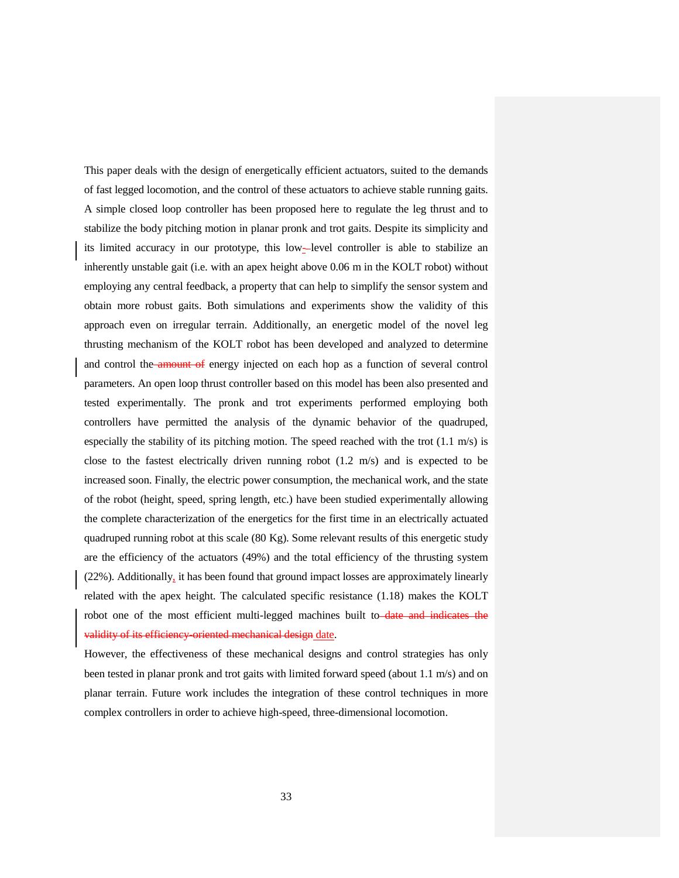This paper deals with the design of energetically efficient actuators, suited to the demands of fast legged locomotion, and the control of these actuators to achieve stable running gaits. A simple closed loop controller has been proposed here to regulate the leg thrust and to stabilize the body pitching motion in planar pronk and trot gaits. Despite its simplicity and its limited accuracy in our prototype, this low-level controller is able to stabilize an inherently unstable gait (i.e. with an apex height above 0.06 m in the KOLT robot) without employing any central feedback, a property that can help to simplify the sensor system and obtain more robust gaits. Both simulations and experiments show the validity of this approach even on irregular terrain. Additionally, an energetic model of the novel leg thrusting mechanism of the KOLT robot has been developed and analyzed to determine and control the energy injected on each hop as a function of several control parameters. An open loop thrust controller based on this model has been also presented and tested experimentally. The pronk and trot experiments performed employing both controllers have permitted the analysis of the dynamic behavior of the quadruped, especially the stability of its pitching motion. The speed reached with the trot (1.1 m/s) is close to the fastest electrically driven running robot (1.2 m/s) and is expected to be increased soon. Finally, the electric power consumption, the mechanical work, and the state of the robot (height, speed, spring length, etc.) have been studied experimentally allowing the complete characterization of the energetics for the first time in an electrically actuated quadruped running robot at this scale (80 Kg). Some relevant results of this energetic study are the efficiency of the actuators (49%) and the total efficiency of the thrusting system (22%). Additionally, it has been found that ground impact losses are approximately linearly related with the apex height. The calculated specific resistance (1.18) makes the KOLT robot one of the most efficient multi-legged machines built to date.

However, the effectiveness of these mechanical designs and control strategies has only been tested in planar pronk and trot gaits with limited forward speed (about 1.1 m/s) and on planar terrain. Future work includes the integration of these control techniques in more complex controllers in order to achieve high-speed, three-dimensional locomotion.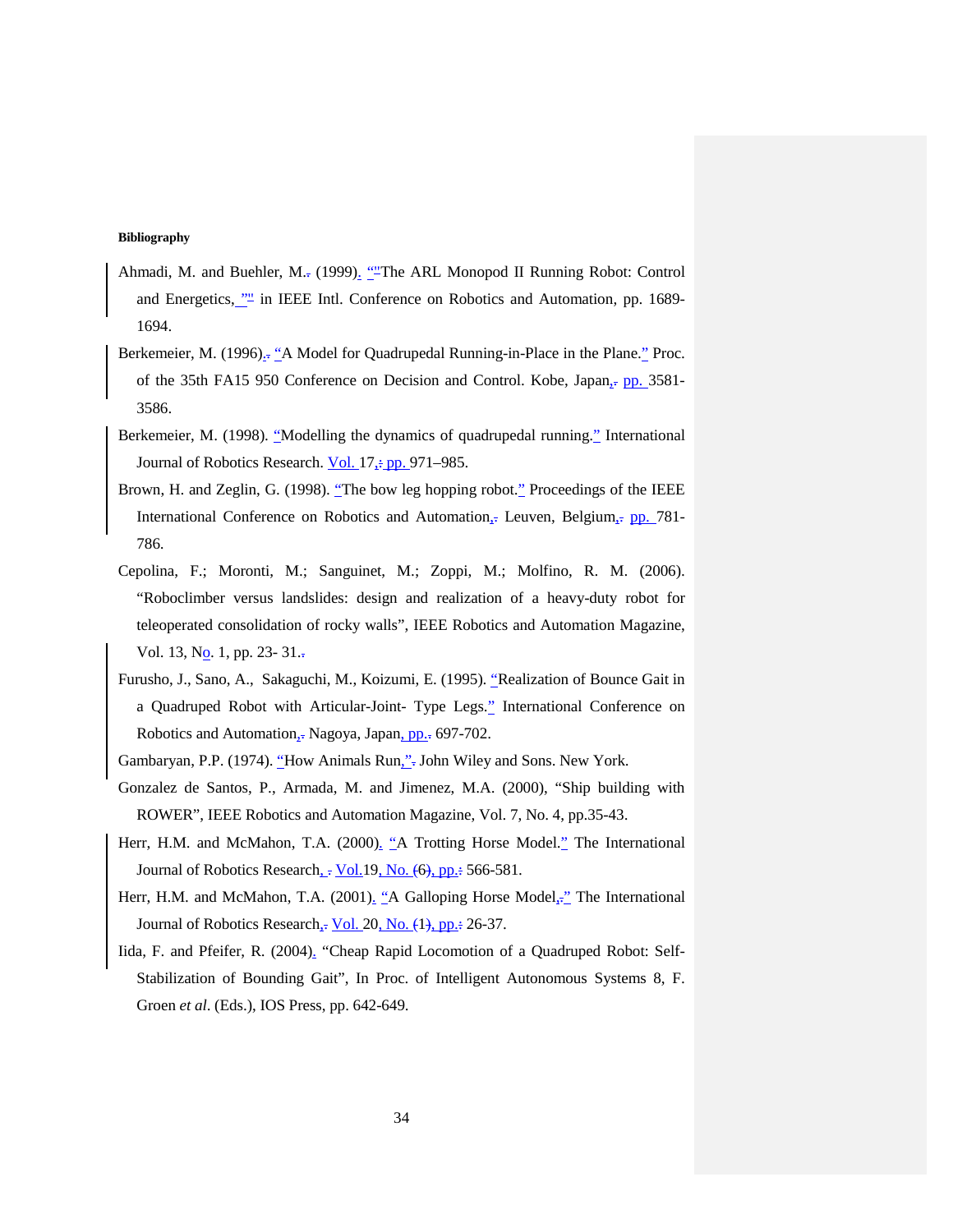**Bibliography**

Ahmadi, M. and Buehler, M. (1999). "The ARL Monopod II Running Robot: Control and Energetics," in IEEE Intl. Conference on Robotics and Automation, pp. 1689-1694.

Berkemeier, M. (1996). "A Model for Quadrupedal Running-in-Place in the Plane." Proc. of the 35th FA15 950 Conference on Decision and Control. Kobe, Japan, pp. 3581-3586.

Berkemeier, M. (1998). "Modelling the dynamics of quadrupedal running." International Journal of Robotics Research. Vol. 17, pp. 971–985.

Brown, H. and Zeglin, G. (1998). "The bow leg hopping robot." Proceedings of the IEEE International Conference on Robotics and Automation, Leuven, Belgium, pp. 781-786.

Cepolina, F.; Moronti, M.; Sanguinet, M.; Zoppi, M.; Molfino, R. M. (2006). "Roboclimber versus landslides: design and realization of a heavy-duty robot for teleoperated consolidation of rocky walls", IEEE Robotics and Automation Magazine, Vol. 13, No. 1, pp. 23- 31.

Furusho, J., Sano, A., Sakaguchi, M., Koizumi, E. (1995). "Realization of Bounce Gait in a Quadruped Robot with Articular-Joint- Type Legs." International Conference on Robotics and Automation, Nagoya, Japan, pp. 697-702.

Gambaryan, P.P. (1974). "How Animals Run," John Wiley and Sons. New York.

Gonzalez de Santos, P., Armada, M. and Jimenez, M.A. (2000), "Ship building with ROWER", IEEE Robotics and Automation Magazine, Vol. 7, No. 4, pp.35-43.

Herr, H.M. and McMahon, T.A. (2000). "A Trotting Horse Model." The International Journal of Robotics Research, Vol.19, No. 6, pp. 566-581.

Herr, H.M. and McMahon, T.A. (2001). "A Galloping Horse Model." The International Journal of Robotics Research, Vol. 20, No. 1, pp. 26-37.

Iida, F. and Pfeifer, R. (2004). "Cheap Rapid Locomotion of a Quadruped Robot: Self-Stabilization of Bounding Gait", In Proc. of Intelligent Autonomous Systems 8, F. Groen *et al*. (Eds.), IOS Press, pp. 642-649.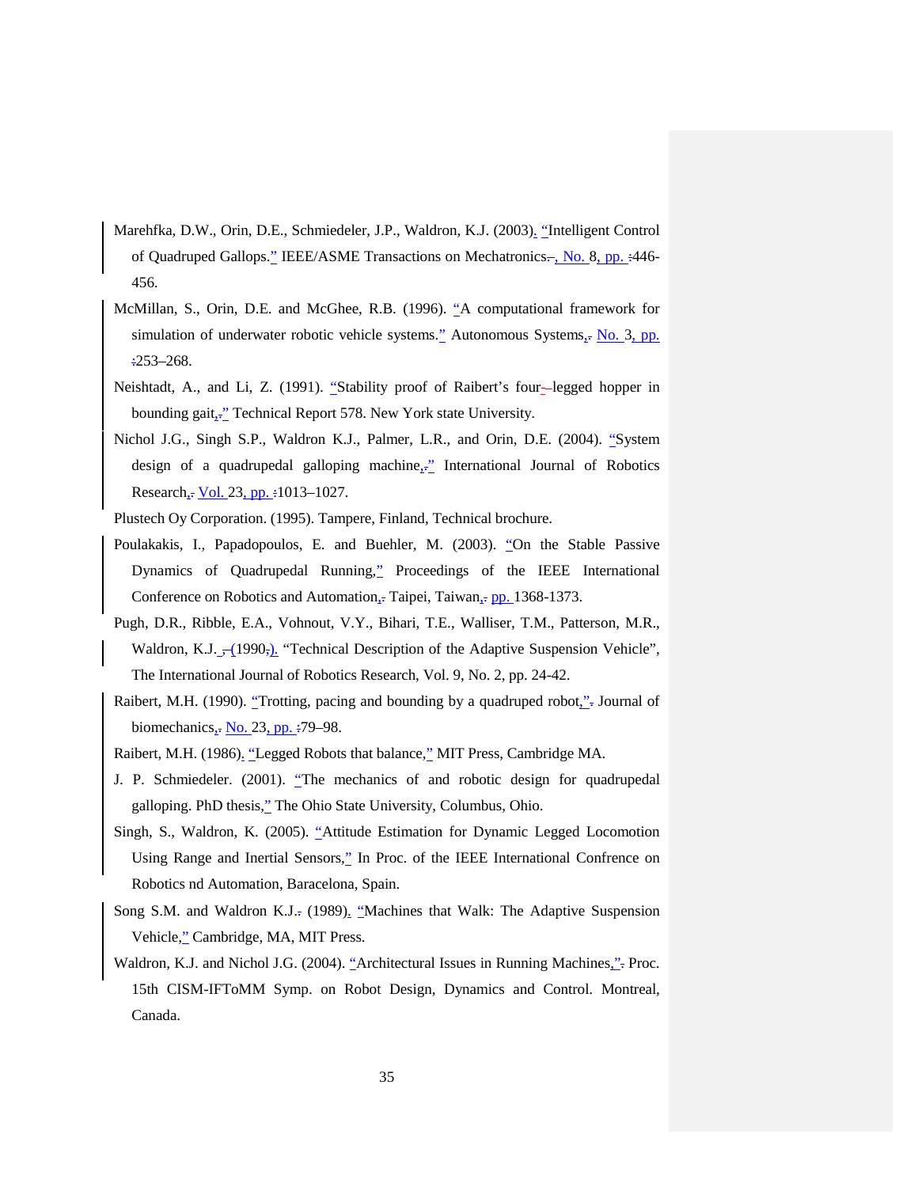Marehfka, D.W., Orin, D.E., Schmiedeler, J.P., Waldron, K.J. (2003). "Intelligent Control of Quadruped Gallops." IEEE/ASME Transactions on Mechatronics, No. 8, pp. 446-456.

McMillan, S., Orin, D.E. and McGhee, R.B. (1996). "A computational framework for simulation of underwater robotic vehicle systems." Autonomous Systems, No. 3, pp. 253–268.

Neishtadt, A., and Li, Z. (1991). "Stability proof of Raibert's four-legged hopper in bounding gait," Technical Report 578. New York state University.

Nichol J.G., Singh S.P., Waldron K.J., Palmer, L.R., and Orin, D.E. (2004). "System design of a quadrupedal galloping machine," International Journal of Robotics Research, Vol. 23, pp. 1013–1027.

Plustech Oy Corporation. (1995). Tampere, Finland, Technical brochure.

Poulakakis, I., Papadopoulos, E. and Buehler, M. (2003). "On the Stable Passive Dynamics of Quadrupedal Running," Proceedings of the IEEE International Conference on Robotics and Automation, Taipei, Taiwan, pp. 1368-1373.

Pugh, D.R., Ribble, E.A., Vohnout, V.Y., Bihari, T.E., Walliser, T.M., Patterson, M.R., Waldron, K.J. (1990). "Technical Description of the Adaptive Suspension Vehicle", The International Journal of Robotics Research, Vol. 9, No. 2, pp. 24-42.

Raibert, M.H. (1990). "Trotting, pacing and bounding by a quadruped robot," Journal of biomechanics, No. 23, pp. 79–98.

Raibert, M.H. (1986). "Legged Robots that balance," MIT Press, Cambridge MA.

J. P. Schmiedeler. (2001). "The mechanics of and robotic design for quadrupedal galloping. PhD thesis," The Ohio State University, Columbus, Ohio.

Singh, S., Waldron, K. (2005). "Attitude Estimation for Dynamic Legged Locomotion Using Range and Inertial Sensors," In Proc. of the IEEE International Confrence on Robotics nd Automation, Baracelona, Spain.

Song S.M. and Waldron K.J. (1989). "Machines that Walk: The Adaptive Suspension Vehicle," Cambridge, MA, MIT Press.

Waldron, K.J. and Nichol J.G. (2004). "Architectural Issues in Running Machines," Proc. 15th CISM-IFToMM Symp. on Robot Design, Dynamics and Control. Montreal, Canada.